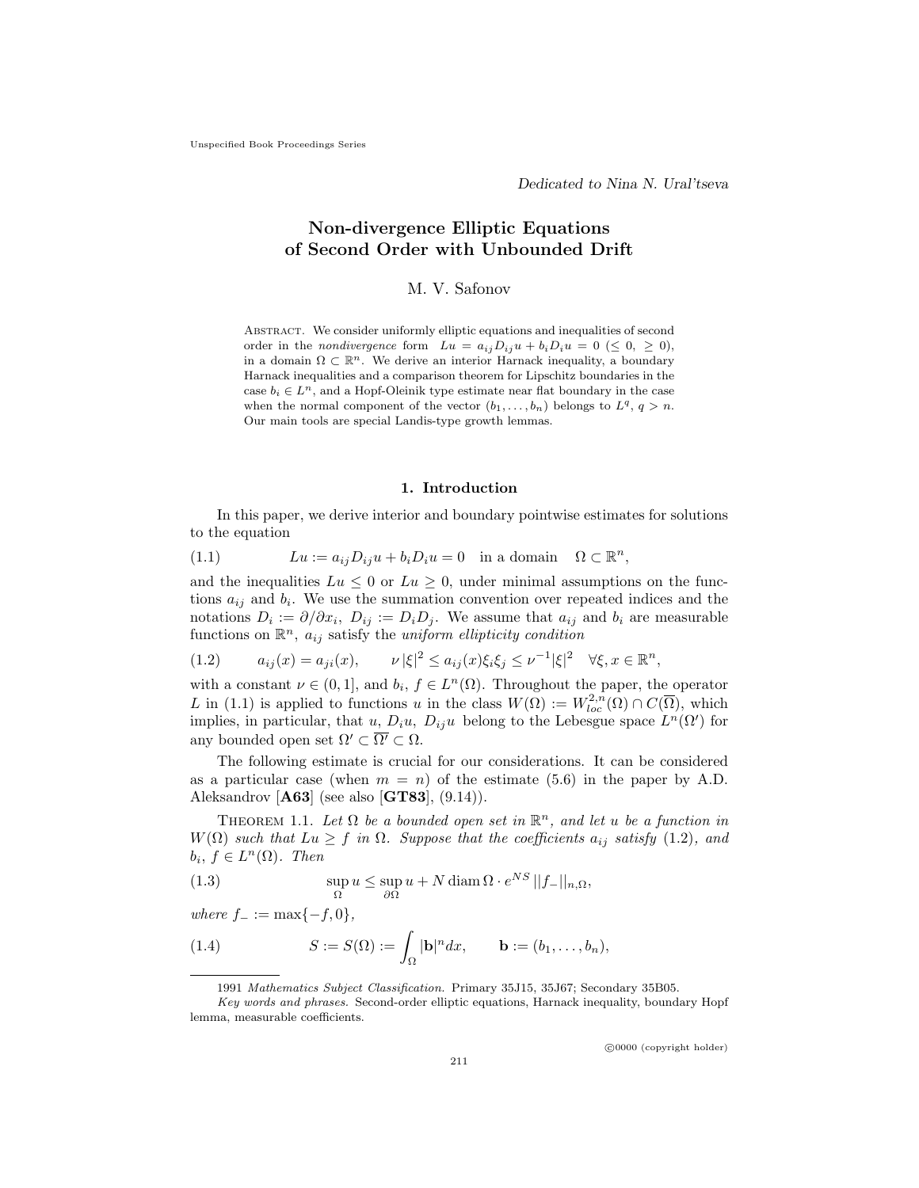*Dedicated to Nina N. Ural'tseva*

# Non-divergence Elliptic Equations of Second Order with Unbounded Drift

M. V. Safonov

Abstract. We consider uniformly elliptic equations and inequalities of second order in the *nondivergence* form $Lu = a_{ij}D_{ij}u + b_iD_iu = 0$ $(\le 0,\ \ge 0)$, in a domain $\Omega \subset \mathbb{R}^n$. We derive an interior Harnack inequality, a boundary Harnack inequalities and a comparison theorem for Lipschitz boundaries in the case $b_i \in L^n$, and a Hopf-Oleinik type estimate near flat boundary in the case when the normal component of the vector $(b_1, \dots, b_n)$ belongs to $L^q$, $q > n$. Our main tools are special Landis-type growth lemmas.

## 1. Introduction

In this paper, we derive interior and boundary pointwise estimates for solutions to the equation

$$Lu := a_{ij}D_{ij}u + b_iD_iu = 0 \quad \text{in a domain} \quad \Omega \subset \mathbb{R}^n, \tag{1.1}$$

and the inequalities $Lu \le 0$ or $Lu \ge 0$, under minimal assumptions on the functions $a_{ij}$ and $b_i$. We use the summation convention over repeated indices and the notations $D_i := \partial/\partial x_i$, $D_{ij} := D_iD_j$. We assume that $a_{ij}$ and $b_i$ are measurable functions on $\mathbb{R}^n$, $a_{ij}$ satisfy the *uniform ellipticity condition*

$$a_{ij}(x) = a_{ji}(x), \qquad \nu\,|\xi|^2 \le a_{ij}(x)\xi_i\xi_j \le \nu^{-1}|\xi|^2 \quad \forall \xi, x \in \mathbb{R}^n, \tag{1.2}$$

with a constant $\nu \in (0, 1]$, and $b_i$, $f \in L^n(\Omega)$. Throughout the paper, the operator $L$ in (1.1) is applied to functions $u$ in the class $W(\Omega) := W^{2,n}_{loc}(\Omega) \cap C(\overline{\Omega})$, which implies, in particular, that $u$, $D_iu$, $D_{ij}u$ belong to the Lebesgue space $L^n(\Omega')$ for any bounded open set $\Omega' \subset \overline{\Omega'} \subset \Omega$.

The following estimate is crucial for our considerations. It can be considered as a particular case (when $m = n$) of the estimate (5.6) in the paper by A.D. Aleksandrov [**A63**] (see also [**GT83**], (9.14)).

Theorem 1.1. *Let $\Omega$ be a bounded open set in $\mathbb{R}^n$, and let $u$ be a function in $W(\Omega)$ such that $Lu \ge f$ in $\Omega$. Suppose that the coefficients $a_{ij}$ satisfy* (1.2), *and $b_i$, $f \in L^n(\Omega)$. Then*

$$\sup_{\Omega} u \le \sup_{\partial\Omega} u + N \operatorname{diam} \Omega \cdot e^{NS}\, ||f_-||_{n,\Omega}, \tag{1.3}$$

*where $f_- := \max\{-f, 0\}$,*

$$S := S(\Omega) := \int_{\Omega} |\mathbf{b}|^n dx, \qquad \mathbf{b} := (b_1, \dots, b_n), \tag{1.4}$$

---

1991 *Mathematics Subject Classification.* Primary 35J15, 35J67; Secondary 35B05.

*Key words and phrases.* Second-order elliptic equations, Harnack inequality, boundary Hopf lemma, measurable coefficients.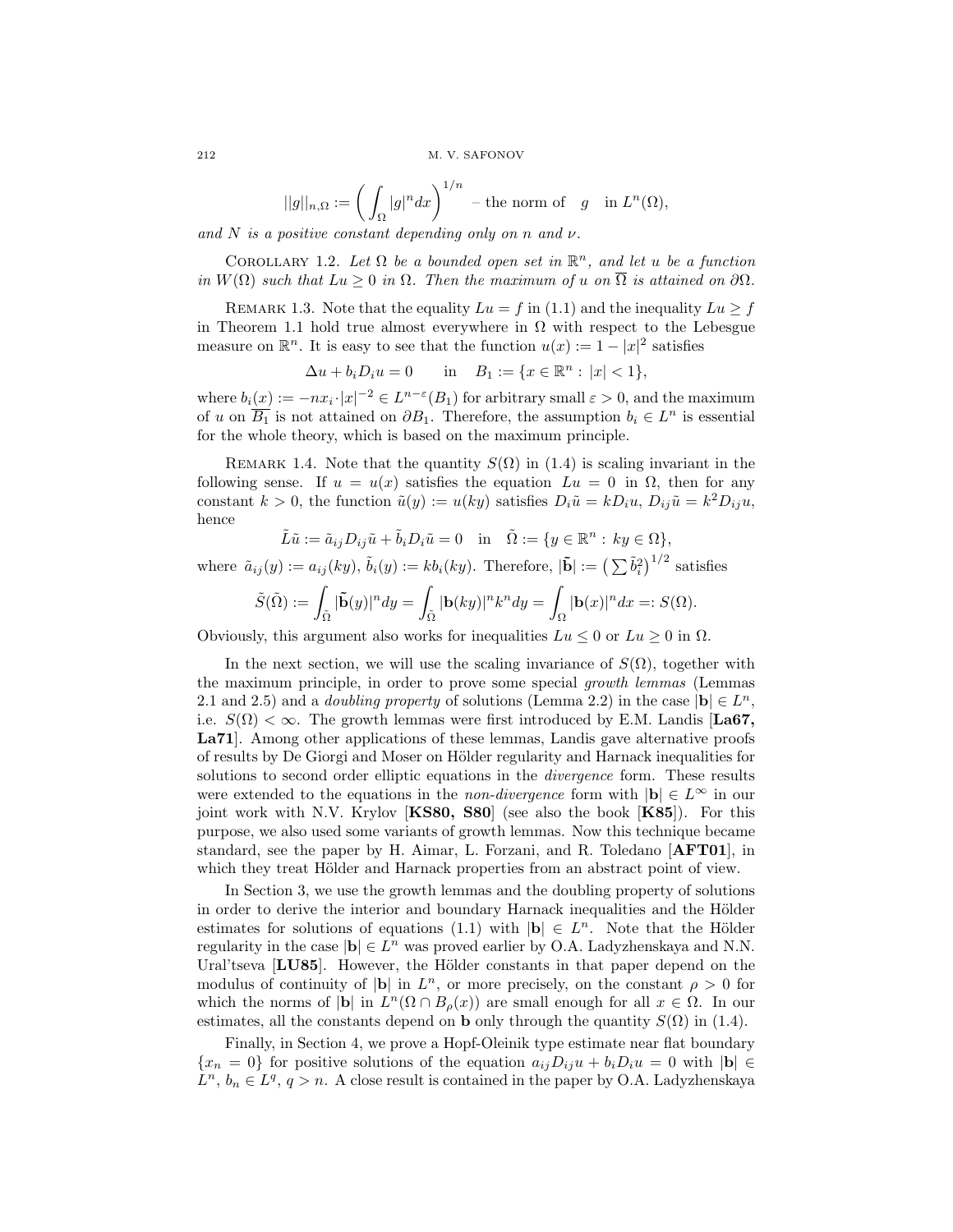$$||g||_{n,\Omega} := \left( \int_\Omega |g|^n dx \right)^{1/n} \quad \text{– the norm of} \quad g \quad \text{in } L^n(\Omega),$$

*and $N$ is a positive constant depending only on $n$ and $\nu$.*

Corollary 1.2. *Let $\Omega$ be a bounded open set in $\mathbb{R}^n$, and let $u$ be a function in $W(\Omega)$ such that $Lu \geq 0$ in $\Omega$. Then the maximum of $u$ on $\overline{\Omega}$ is attained on $\partial\Omega$.*

Remark 1.3. Note that the equality $Lu = f$ in (1.1) and the inequality $Lu \geq f$ in Theorem 1.1 hold true almost everywhere in $\Omega$ with respect to the Lebesgue measure on $\mathbb{R}^n$. It is easy to see that the function $u(x) := 1 - |x|^2$ satisfies

$$\Delta u + b_i D_i u = 0 \qquad \text{in} \quad B_1 := \{x \in \mathbb{R}^n : |x| < 1\},$$

where $b_i(x) := -n x_i \cdot |x|^{-2} \in L^{n-\varepsilon}(B_1)$ for arbitrary small $\varepsilon > 0$, and the maximum of $u$ on $\overline{B_1}$ is not attained on $\partial B_1$. Therefore, the assumption $b_i \in L^n$ is essential for the whole theory, which is based on the maximum principle.

Remark 1.4. Note that the quantity $S(\Omega)$ in (1.4) is scaling invariant in the following sense. If $u = u(x)$ satisfies the equation $Lu = 0$ in $\Omega$, then for any constant $k > 0$, the function $\tilde{u}(y) := u(ky)$ satisfies $D_i \tilde{u} = k D_i u$, $D_{ij}\tilde{u} = k^2 D_{ij} u$, hence

$$\tilde{L}\tilde{u} := \tilde{a}_{ij} D_{ij} \tilde{u} + \tilde{b}_i D_i \tilde{u} = 0 \quad \text{in} \quad \tilde{\Omega} := \{y \in \mathbb{R}^n : ky \in \Omega\},$$

where $\tilde{a}_{ij}(y) := a_{ij}(ky)$, $\tilde{b}_i(y) := k b_i(ky)$. Therefore, $|\tilde{\mathbf{b}}| := \left( \sum \tilde{b}_i^2 \right)^{1/2}$ satisfies

$$\tilde{S}(\tilde{\Omega}) := \int_{\tilde{\Omega}} |\tilde{\mathbf{b}}(y)|^n dy = \int_{\tilde{\Omega}} |\mathbf{b}(ky)|^n k^n dy = \int_\Omega |\mathbf{b}(x)|^n dx =: S(\Omega).$$

Obviously, this argument also works for inequalities $Lu \leq 0$ or $Lu \geq 0$ in $\Omega$.

In the next section, we will use the scaling invariance of $S(\Omega)$, together with the maximum principle, in order to prove some special *growth lemmas* (Lemmas 2.1 and 2.5) and a *doubling property* of solutions (Lemma 2.2) in the case $|\mathbf{b}| \in L^n$, i.e. $S(\Omega) < \infty$. The growth lemmas were first introduced by E.M. Landis [**La67, La71**]. Among other applications of these lemmas, Landis gave alternative proofs of results by De Giorgi and Moser on Hölder regularity and Harnack inequalities for solutions to second order elliptic equations in the *divergence* form. These results were extended to the equations in the *non-divergence* form with $|\mathbf{b}| \in L^\infty$ in our joint work with N.V. Krylov [**KS80, S80**] (see also the book [**K85**]). For this purpose, we also used some variants of growth lemmas. Now this technique became standard, see the paper by H. Aimar, L. Forzani, and R. Toledano [**AFT01**], in which they treat Hölder and Harnack properties from an abstract point of view.

In Section 3, we use the growth lemmas and the doubling property of solutions in order to derive the interior and boundary Harnack inequalities and the Hölder estimates for solutions of equations (1.1) with $|\mathbf{b}| \in L^n$. Note that the Hölder regularity in the case $|\mathbf{b}| \in L^n$ was proved earlier by O.A. Ladyzhenskaya and N.N. Ural'tseva [**LU85**]. However, the Hölder constants in that paper depend on the modulus of continuity of $|\mathbf{b}|$ in $L^n$, or more precisely, on the constant $\rho > 0$ for which the norms of $|\mathbf{b}|$ in $L^n(\Omega \cap B_\rho(x))$ are small enough for all $x \in \Omega$. In our estimates, all the constants depend on $\mathbf{b}$ only through the quantity $S(\Omega)$ in (1.4).

Finally, in Section 4, we prove a Hopf-Oleinik type estimate near flat boundary $\{x_n = 0\}$ for positive solutions of the equation $a_{ij} D_{ij} u + b_i D_i u = 0$ with $|\mathbf{b}| \in L^n$, $b_n \in L^q$, $q > n$. A close result is contained in the paper by O.A. Ladyzhenskaya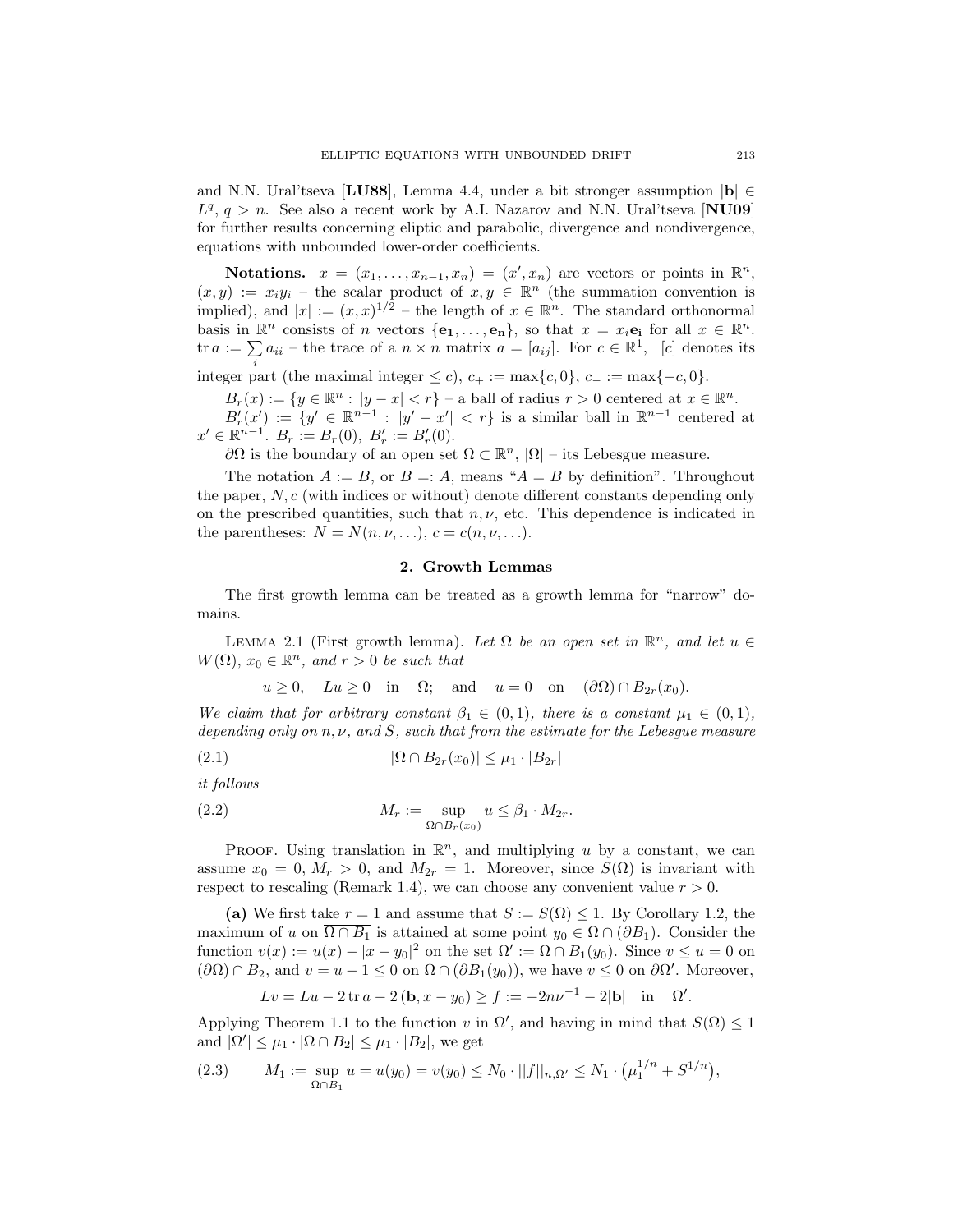and N.N. Ural'tseva [**LU88**], Lemma 4.4, under a bit stronger assumption $|\mathbf{b}| \in L^q$, $q > n$. See also a recent work by A.I. Nazarov and N.N. Ural'tseva [**NU09**] for further results concerning eliptic and parabolic, divergence and nondivergence, equations with unbounded lower-order coefficients.

**Notations.** $x = (x_1, \ldots, x_{n-1}, x_n) = (x', x_n)$ are vectors or points in $\mathbb{R}^n$, $(x, y) := x_i y_i$ – the scalar product of $x, y \in \mathbb{R}^n$ (the summation convention is implied), and $|x| := (x, x)^{1/2}$ – the length of $x \in \mathbb{R}^n$. The standard orthonormal basis in $\mathbb{R}^n$ consists of $n$ vectors $\{\mathbf{e_1}, \ldots, \mathbf{e_n}\}$, so that $x = x_i \mathbf{e_i}$ for all $x \in \mathbb{R}^n$. $\operatorname{tr} a := \sum_i a_{ii}$ – the trace of a $n \times n$ matrix $a = [a_{ij}]$. For $c \in \mathbb{R}^1$, $[c]$ denotes its integer part (the maximal integer $\le c$), $c_+ := \max\{c, 0\}$, $c_- := \max\{-c, 0\}$.

$B_r(x) := \{y \in \mathbb{R}^n : |y - x| < r\}$ – a ball of radius $r > 0$ centered at $x \in \mathbb{R}^n$.

$B'_r(x') := \{y' \in \mathbb{R}^{n-1} : |y' - x'| < r\}$ is a similar ball in $\mathbb{R}^{n-1}$ centered at $x' \in \mathbb{R}^{n-1}$. $B_r := B_r(0)$, $B'_r := B'_r(0)$.

$\partial\Omega$ is the boundary of an open set $\Omega \subset \mathbb{R}^n$, $|\Omega|$ – its Lebesgue measure.

The notation $A := B$, or $B =: A$, means "$A = B$ by definition". Throughout the paper, $N, c$ (with indices or without) denote different constants depending only on the prescribed quantities, such that $n, \nu$, etc. This dependence is indicated in the parentheses: $N = N(n, \nu, \ldots)$, $c = c(n, \nu, \ldots)$.

## 2. Growth Lemmas

The first growth lemma can be treated as a growth lemma for "narrow" domains.

Lemma 2.1 (First growth lemma). *Let $\Omega$ be an open set in $\mathbb{R}^n$, and let $u \in W(\Omega)$, $x_0 \in \mathbb{R}^n$, and $r > 0$ be such that*

$$u \ge 0, \quad Lu \ge 0 \quad \text{in} \quad \Omega; \quad \text{and} \quad u = 0 \quad \text{on} \quad (\partial\Omega) \cap B_{2r}(x_0).$$

*We claim that for arbitrary constant $\beta_1 \in (0, 1)$, there is a constant $\mu_1 \in (0, 1)$, depending only on $n, \nu$, and $S$, such that from the estimate for the Lebesgue measure*

$$|\Omega \cap B_{2r}(x_0)| \le \mu_1 \cdot |B_{2r}| \tag{2.1}$$

*it follows*

$$M_r := \sup_{\Omega \cap B_r(x_0)} u \le \beta_1 \cdot M_{2r}. \tag{2.2}$$

Proof. Using translation in $\mathbb{R}^n$, and multiplying $u$ by a constant, we can assume $x_0 = 0$, $M_r > 0$, and $M_{2r} = 1$. Moreover, since $S(\Omega)$ is invariant with respect to rescaling (Remark 1.4), we can choose any convenient value $r > 0$.

**(a)** We first take $r = 1$ and assume that $S := S(\Omega) \le 1$. By Corollary 1.2, the maximum of $u$ on $\overline{\Omega \cap B_1}$ is attained at some point $y_0 \in \Omega \cap (\partial B_1)$. Consider the function $v(x) := u(x) - |x - y_0|^2$ on the set $\Omega' := \Omega \cap B_1(y_0)$. Since $v \le u = 0$ on $(\partial\Omega) \cap B_2$, and $v = u - 1 \le 0$ on $\overline{\Omega} \cap (\partial B_1(y_0))$, we have $v \le 0$ on $\partial\Omega'$. Moreover,

$$Lv = Lu - 2 \operatorname{tr} a - 2\,(\mathbf{b}, x - y_0) \ge f := -2n\nu^{-1} - 2|\mathbf{b}| \quad \text{in} \quad \Omega'.$$

Applying Theorem 1.1 to the function $v$ in $\Omega'$, and having in mind that $S(\Omega) \le 1$ and $|\Omega'| \le \mu_1 \cdot |\Omega \cap B_2| \le \mu_1 \cdot |B_2|$, we get

$$M_1 := \sup_{\Omega \cap B_1} u = u(y_0) = v(y_0) \le N_0 \cdot ||f||_{n,\Omega'} \le N_1 \cdot \left(\mu_1^{1/n} + S^{1/n}\right), \tag{2.3}$$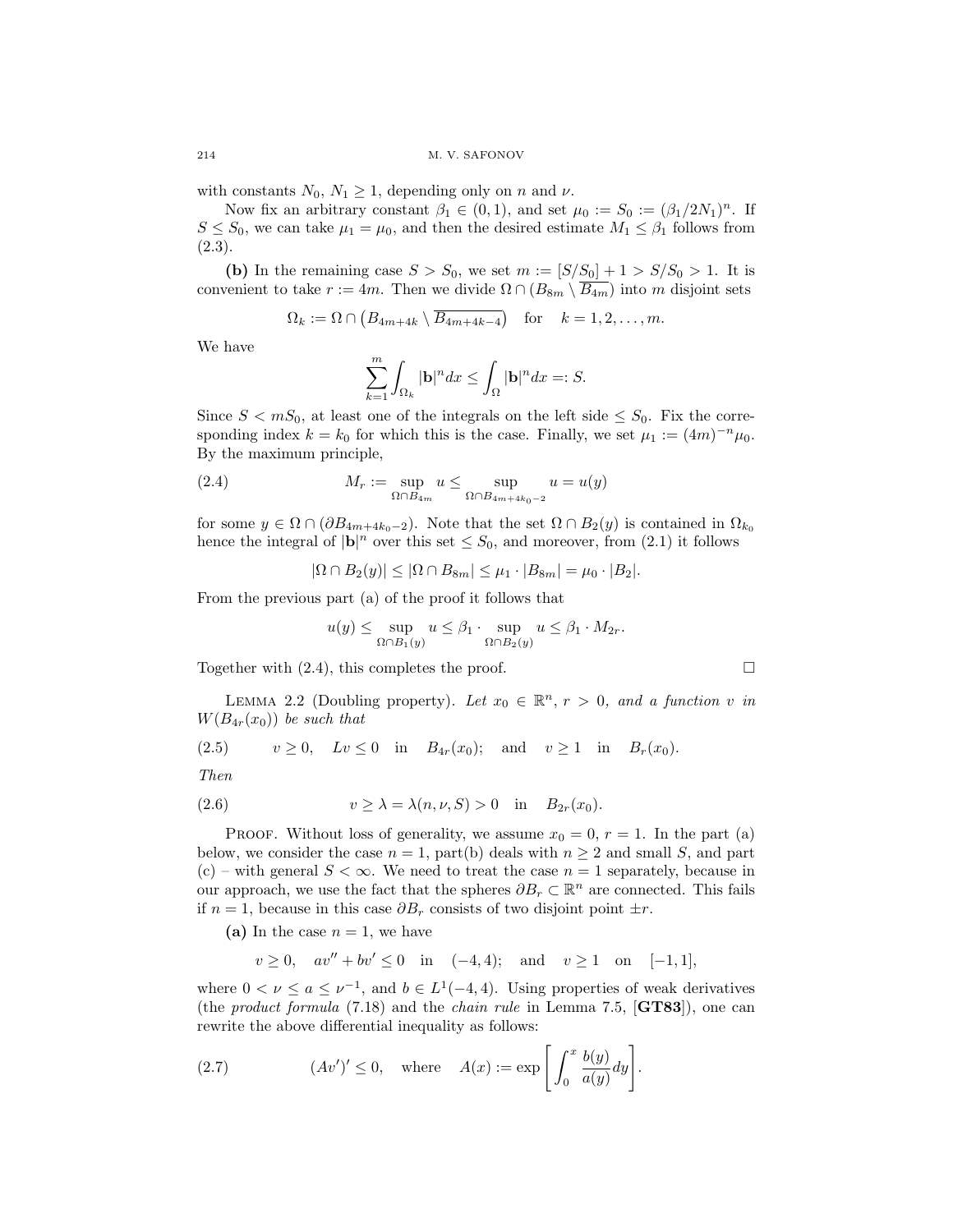with constants $N_0$, $N_1 \geq 1$, depending only on $n$ and $\nu$.

Now fix an arbitrary constant $\beta_1 \in (0, 1)$, and set $\mu_0 := S_0 := (\beta_1/2N_1)^n$. If $S \leq S_0$, we can take $\mu_1 = \mu_0$, and then the desired estimate $M_1 \leq \beta_1$ follows from (2.3).

**(b)** In the remaining case $S > S_0$, we set $m := [S/S_0] + 1 > S/S_0 > 1$. It is convenient to take $r := 4m$. Then we divide $\Omega \cap (B_{8m} \setminus \overline{B_{4m}})$ into $m$ disjoint sets

$$\Omega_k := \Omega \cap \left(B_{4m+4k} \setminus \overline{B_{4m+4k-4}}\right) \quad \text{for} \quad k = 1, 2, \ldots, m.$$

We have

$$\sum_{k=1}^{m} \int_{\Omega_k} |\mathbf{b}|^n dx \leq \int_{\Omega} |\mathbf{b}|^n dx =: S.$$

Since $S < mS_0$, at least one of the integrals on the left side $\leq S_0$. Fix the corresponding index $k = k_0$ for which this is the case. Finally, we set $\mu_1 := (4m)^{-n}\mu_0$. By the maximum principle,

$$M_r := \sup_{\Omega \cap B_{4m}} u \leq \sup_{\Omega \cap B_{4m+4k_0-2}} u = u(y) \tag{2.4}$$

for some $y \in \Omega \cap (\partial B_{4m+4k_0-2})$. Note that the set $\Omega \cap B_2(y)$ is contained in $\Omega_{k_0}$ hence the integral of $|\mathbf{b}|^n$ over this set $\leq S_0$, and moreover, from (2.1) it follows

$$|\Omega \cap B_2(y)| \leq |\Omega \cap B_{8m}| \leq \mu_1 \cdot |B_{8m}| = \mu_0 \cdot |B_2|.$$

From the previous part (a) of the proof it follows that

$$u(y) \leq \sup_{\Omega \cap B_1(y)} u \leq \beta_1 \cdot \sup_{\Omega \cap B_2(y)} u \leq \beta_1 \cdot M_{2r}.$$

Together with (2.4), this completes the proof. $\square$

LEMMA 2.2 (Doubling property). *Let $x_0 \in \mathbb{R}^n$, $r > 0$, and a function $v$ in $W(B_{4r}(x_0))$ be such that*

$$v \geq 0, \quad Lv \leq 0 \quad \text{in} \quad B_{4r}(x_0); \quad \text{and} \quad v \geq 1 \quad \text{in} \quad B_r(x_0). \tag{2.5}$$

*Then*

$$v \geq \lambda = \lambda(n, \nu, S) > 0 \quad \text{in} \quad B_{2r}(x_0). \tag{2.6}$$

PROOF. Without loss of generality, we assume $x_0 = 0$, $r = 1$. In the part (a) below, we consider the case $n = 1$, part(b) deals with $n \geq 2$ and small $S$, and part (c) – with general $S < \infty$. We need to treat the case $n = 1$ separately, because in our approach, we use the fact that the spheres $\partial B_r \subset \mathbb{R}^n$ are connected. This fails if $n = 1$, because in this case $\partial B_r$ consists of two disjoint point $\pm r$.

**(a)** In the case $n = 1$, we have

$$v \geq 0, \quad av'' + bv' \leq 0 \quad \text{in} \quad (-4, 4); \quad \text{and} \quad v \geq 1 \quad \text{on} \quad [-1, 1],$$

where $0 < \nu \leq a \leq \nu^{-1}$, and $b \in L^1(-4, 4)$. Using properties of weak derivatives (the *product formula* (7.18) and the *chain rule* in Lemma 7.5, [**GT83**]), one can rewrite the above differential inequality as follows:

$$(Av')' \leq 0, \quad \text{where} \quad A(x) := \exp\left[\int_0^x \frac{b(y)}{a(y)} dy\right]. \tag{2.7}$$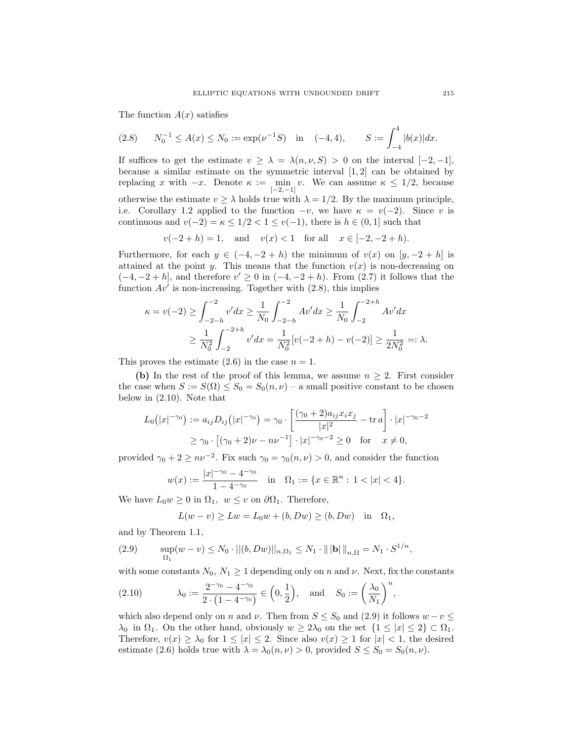The function $A(x)$ satisfies

$$
N_0^{-1} \le A(x) \le N_0 := \exp(\nu^{-1} S) \quad \text{in} \quad (-4,4), \qquad S := \int_{-4}^{4} |b(x)|dx. \tag{2.8}
$$

If suffices to get the estimate $v \ge \lambda = \lambda(n,\nu,S) > 0$ on the interval $[-2,-1]$, because a similar estimate on the symmetric interval $[1,2]$ can be obtained by replacing $x$ with $-x$. Denote $\kappa := \min\limits_{[-2,-1]} v$. We can assume $\kappa \le 1/2$, because otherwise the estimate $v \ge \lambda$ holds true with $\lambda = 1/2$. By the maximum principle, i.e. Corollary 1.2 applied to the function $-v$, we have $\kappa = v(-2)$. Since $v$ is continuous and $v(-2) = \kappa \le 1/2 < 1 \le v(-1)$, there is $h \in (0,1]$ such that

$$
v(-2+h) = 1, \quad \text{and} \quad v(x) < 1 \quad \text{for all} \quad x \in [-2,-2+h).
$$

Furthermore, for each $y \in (-4,-2+h)$ the minimum of $v(x)$ on $[y,-2+h]$ is attained at the point $y$. This means that the function $v(x)$ is non-decreasing on $(-4,-2+h]$, and therefore $v' \ge 0$ in $(-4,-2+h)$. From (2.7) it follows that the function $Av'$ is non-increasing. Together with (2.8), this implies

$$
\begin{aligned}
\kappa = v(-2) &\ge \int_{-2-h}^{-2} v' dx \ge \frac{1}{N_0} \int_{-2-h}^{-2} A v' dx \ge \frac{1}{N_0} \int_{-2}^{-2+h} A v' dx \\
&\ge \frac{1}{N_0^2} \int_{-2}^{-2+h} v' dx = \frac{1}{N_0^2} [v(-2+h) - v(-2)] \ge \frac{1}{2N_0^2} =: \lambda.
\end{aligned}
$$

This proves the estimate (2.6) in the case $n = 1$.

**(b)** In the rest of the proof of this lemma, we assume $n \ge 2$. First consider the case when $S := S(\Omega) \le S_0 = S_0(n,\nu)$ – a small positive constant to be chosen below in (2.10). Note that

$$
\begin{aligned}
L_0\big(|x|^{-\gamma_0}\big) := a_{ij} D_{ij}\big(|x|^{-\gamma_0}\big) &= \gamma_0 \cdot \left[ \frac{(\gamma_0 + 2) a_{ij} x_i x_j}{|x|^2} - \operatorname{tr} a \right] \cdot |x|^{-\gamma_0 - 2} \\
&\ge \gamma_0 \cdot \left[ (\gamma_0 + 2)\nu - n\nu^{-1} \right] \cdot |x|^{-\gamma_0 - 2} \ge 0 \quad \text{for} \quad x \ne 0,
\end{aligned}
$$

provided $\gamma_0 + 2 \ge n\nu^{-2}$. Fix such $\gamma_0 = \gamma_0(n,\nu) > 0$, and consider the function

$$
w(x) := \frac{|x|^{-\gamma_0} - 4^{-\gamma_0}}{1 - 4^{-\gamma_0}} \quad \text{in} \quad \Omega_1 := \{x \in \mathbb{R}^n : \, 1 < |x| < 4\}.
$$

We have $L_0 w \ge 0$ in $\Omega_1$, $w \le v$ on $\partial\Omega_1$. Therefore,

$$
L(w - v) \ge Lw = L_0 w + (b, Dw) \ge (b, Dw) \quad \text{in} \quad \Omega_1,
$$

and by Theorem 1.1,

$$
\sup_{\Omega_1} (w - v) \le N_0 \cdot ||(b, Dw)||_{n,\Omega_1} \le N_1 \cdot \| \, |\mathbf{b}| \, \|_{n,\Omega} = N_1 \cdot S^{1/n}, \tag{2.9}
$$

with some constants $N_0$, $N_1 \ge 1$ depending only on $n$ and $\nu$. Next, fix the constants

$$
\lambda_0 := \frac{2^{-\gamma_0} - 4^{-\gamma_0}}{2 \cdot \big(1 - 4^{-\gamma_0}\big)} \in \Big(0, \frac{1}{2}\Big), \quad \text{and} \quad S_0 := \left(\frac{\lambda_0}{N_1}\right)^n, \tag{2.10}
$$

which also depend only on $n$ and $\nu$. Then from $S \le S_0$ and (2.9) it follows $w - v \le \lambda_0$ in $\Omega_1$. On the other hand, obviously $w \ge 2\lambda_0$ on the set $\{1 \le |x| \le 2\} \subset \Omega_1$. Therefore, $v(x) \ge \lambda_0$ for $1 \le |x| \le 2$. Since also $v(x) \ge 1$ for $|x| < 1$, the desired estimate (2.6) holds true with $\lambda = \lambda_0(n,\nu) > 0$, provided $S \le S_0 = S_0(n,\nu)$.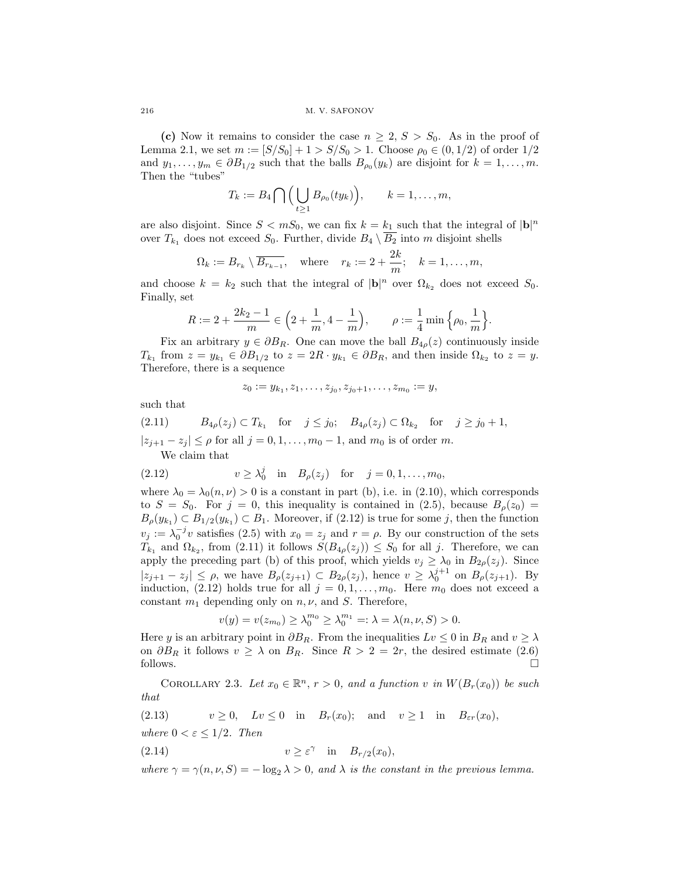**(c)** Now it remains to consider the case $n \geq 2$, $S > S_0$. As in the proof of Lemma 2.1, we set $m := [S/S_0] + 1 > S/S_0 > 1$. Choose $\rho_0 \in (0, 1/2)$ of order $1/2$ and $y_1, \dots, y_m \in \partial B_{1/2}$ such that the balls $B_{\rho_0}(y_k)$ are disjoint for $k = 1, \dots, m$. Then the "tubes"

$$T_k := B_4 \bigcap \Big( \bigcup_{t \geq 1} B_{\rho_0}(ty_k) \Big), \qquad k = 1, \dots, m,$$

are also disjoint. Since $S < mS_0$, we can fix $k = k_1$ such that the integral of $|\mathbf{b}|^n$ over $T_{k_1}$ does not exceed $S_0$. Further, divide $B_4 \setminus \overline{B_2}$ into $m$ disjoint shells

$$\Omega_k := B_{r_k} \setminus \overline{B_{r_{k-1}}}, \quad \text{where} \quad r_k := 2 + \frac{2k}{m}; \quad k = 1, \dots, m,$$

and choose $k = k_2$ such that the integral of $|\mathbf{b}|^n$ over $\Omega_{k_2}$ does not exceed $S_0$. Finally, set

$$R := 2 + \frac{2k_2 - 1}{m} \in \Big( 2 + \frac{1}{m}, 4 - \frac{1}{m} \Big), \qquad \rho := \frac{1}{4} \min \Big\{ \rho_0, \frac{1}{m} \Big\}.$$

Fix an arbitrary $y \in \partial B_R$. One can move the ball $B_{4\rho}(z)$ continuously inside $T_{k_1}$ from $z = y_{k_1} \in \partial B_{1/2}$ to $z = 2R \cdot y_{k_1} \in \partial B_R$, and then inside $\Omega_{k_2}$ to $z = y$. Therefore, there is a sequence

$$z_0 := y_{k_1}, z_1, \dots, z_{j_0}, z_{j_0+1}, \dots, z_{m_0} := y,$$

such that

$$B_{4\rho}(z_j) \subset T_{k_1} \quad \text{for} \quad j \leq j_0; \quad B_{4\rho}(z_j) \subset \Omega_{k_2} \quad \text{for} \quad j \geq j_0 + 1, \tag{2.11}$$

$|z_{j+1} - z_j| \leq \rho$ for all $j = 0, 1, \dots, m_0 - 1$, and $m_0$ is of order $m$.

We claim that

$$v \geq \lambda_0^j \quad \text{in} \quad B_\rho(z_j) \quad \text{for} \quad j = 0, 1, \dots, m_0, \tag{2.12}$$

where $\lambda_0 = \lambda_0(n, \nu) > 0$ is a constant in part (b), i.e. in (2.10), which corresponds to $S = S_0$. For $j = 0$, this inequality is contained in (2.5), because $B_\rho(z_0) = B_\rho(y_{k_1}) \subset B_{1/2}(y_{k_1}) \subset B_1$. Moreover, if (2.12) is true for some $j$, then the function $v_j := \lambda_0^{-j} v$ satisfies (2.5) with $x_0 = z_j$ and $r = \rho$. By our construction of the sets $T_{k_1}$ and $\Omega_{k_2}$, from (2.11) it follows $S(B_{4\rho}(z_j)) \leq S_0$ for all $j$. Therefore, we can apply the preceding part (b) of this proof, which yields $v_j \geq \lambda_0$ in $B_{2\rho}(z_j)$. Since $|z_{j+1} - z_j| \leq \rho$, we have $B_\rho(z_{j+1}) \subset B_{2\rho}(z_j)$, hence $v \geq \lambda_0^{j+1}$ on $B_\rho(z_{j+1})$. By induction, (2.12) holds true for all $j = 0, 1, \dots, m_0$. Here $m_0$ does not exceed a constant $m_1$ depending only on $n$, $\nu$, and $S$. Therefore,

$$v(y) = v(z_{m_0}) \geq \lambda_0^{m_0} \geq \lambda_0^{m_1} =: \lambda = \lambda(n, \nu, S) > 0.$$

Here $y$ is an arbitrary point in $\partial B_R$. From the inequalities $Lv \leq 0$ in $B_R$ and $v \geq \lambda$ on $\partial B_R$ it follows $v \geq \lambda$ on $B_R$. Since $R > 2 = 2r$, the desired estimate (2.6) follows. $\square$

**Corollary 2.3.** *Let $x_0 \in \mathbb{R}^n$, $r > 0$, and a function $v$ in $W(B_r(x_0))$ be such that*

$$v \geq 0, \quad Lv \leq 0 \quad \text{in} \quad B_r(x_0); \quad \text{and} \quad v \geq 1 \quad \text{in} \quad B_{\varepsilon r}(x_0), \tag{2.13}$$

*where $0 < \varepsilon \leq 1/2$. Then*

$$v \geq \varepsilon^\gamma \quad \text{in} \quad B_{r/2}(x_0), \tag{2.14}$$

*where $\gamma = \gamma(n, \nu, S) = -\log_2 \lambda > 0$, and $\lambda$ is the constant in the previous lemma.*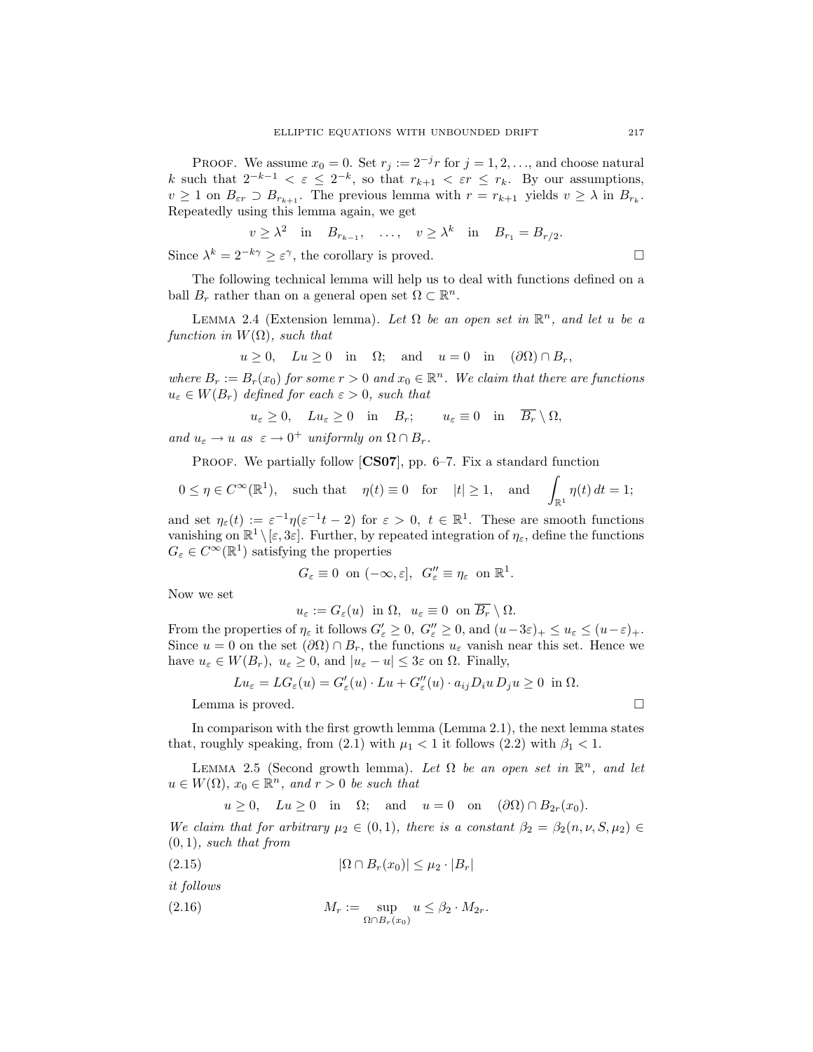Proof. We assume $x_0 = 0$. Set $r_j := 2^{-j}r$ for $j = 1, 2, \ldots$, and choose natural $k$ such that $2^{-k-1} < \varepsilon \le 2^{-k}$, so that $r_{k+1} < \varepsilon r \le r_k$. By our assumptions, $v \ge 1$ on $B_{\varepsilon r} \supset B_{r_{k+1}}$. The previous lemma with $r = r_{k+1}$ yields $v \ge \lambda$ in $B_{r_k}$. Repeatedly using this lemma again, we get

$$v \ge \lambda^2 \quad \text{in} \quad B_{r_{k-1}}, \quad \ldots, \quad v \ge \lambda^k \quad \text{in} \quad B_{r_1} = B_{r/2}.$$

Since $\lambda^k = 2^{-k\gamma} \ge \varepsilon^\gamma$, the corollary is proved. □

The following technical lemma will help us to deal with functions defined on a ball $B_r$ rather than on a general open set $\Omega \subset \mathbb{R}^n$.

Lemma 2.4 (Extension lemma). *Let $\Omega$ be an open set in $\mathbb{R}^n$, and let $u$ be a function in $W(\Omega)$, such that*

$$u \ge 0, \quad Lu \ge 0 \quad \text{in} \quad \Omega; \quad \text{and} \quad u = 0 \quad \text{in} \quad (\partial\Omega) \cap B_r,$$

*where $B_r := B_r(x_0)$ for some $r > 0$ and $x_0 \in \mathbb{R}^n$. We claim that there are functions $u_\varepsilon \in W(B_r)$ defined for each $\varepsilon > 0$, such that*

$$u_\varepsilon \ge 0, \quad Lu_\varepsilon \ge 0 \quad \text{in} \quad B_r; \qquad u_\varepsilon \equiv 0 \quad \text{in} \quad \overline{B_r} \setminus \Omega,$$

*and $u_\varepsilon \to u$ as $\varepsilon \to 0^+$ uniformly on $\Omega \cap B_r$.*

Proof. We partially follow [**CS07**], pp. 6–7. Fix a standard function

$$0 \le \eta \in C^\infty(\mathbb{R}^1), \quad \text{such that} \quad \eta(t) \equiv 0 \quad \text{for} \quad |t| \ge 1, \quad \text{and} \quad \int_{\mathbb{R}^1} \eta(t)\, dt = 1;$$

and set $\eta_\varepsilon(t) := \varepsilon^{-1}\eta(\varepsilon^{-1}t - 2)$ for $\varepsilon > 0$, $t \in \mathbb{R}^1$. These are smooth functions vanishing on $\mathbb{R}^1 \setminus [\varepsilon, 3\varepsilon]$. Further, by repeated integration of $\eta_\varepsilon$, define the functions $G_\varepsilon \in C^\infty(\mathbb{R}^1)$ satisfying the properties

$$G_\varepsilon \equiv 0 \;\text{ on } (-\infty, \varepsilon], \;\; G_\varepsilon'' \equiv \eta_\varepsilon \;\text{ on } \mathbb{R}^1.$$

Now we set

$$u_\varepsilon := G_\varepsilon(u) \;\text{ in } \Omega, \;\; u_\varepsilon \equiv 0 \;\text{ on } \overline{B_r} \setminus \Omega.$$

From the properties of $\eta_\varepsilon$ it follows $G_\varepsilon' \ge 0$, $G_\varepsilon'' \ge 0$, and $(u - 3\varepsilon)_+ \le u_\varepsilon \le (u - \varepsilon)_+$. Since $u = 0$ on the set $(\partial\Omega) \cap B_r$, the functions $u_\varepsilon$ vanish near this set. Hence we have $u_\varepsilon \in W(B_r)$, $u_\varepsilon \ge 0$, and $|u_\varepsilon - u| \le 3\varepsilon$ on $\Omega$. Finally,

$$Lu_\varepsilon = LG_\varepsilon(u) = G_\varepsilon'(u) \cdot Lu + G_\varepsilon''(u) \cdot a_{ij} D_i u\, D_j u \ge 0 \;\text{ in } \Omega.$$

Lemma is proved. □

In comparison with the first growth lemma (Lemma 2.1), the next lemma states that, roughly speaking, from (2.1) with $\mu_1 < 1$ it follows (2.2) with $\beta_1 < 1$.

Lemma 2.5 (Second growth lemma). *Let $\Omega$ be an open set in $\mathbb{R}^n$, and let $u \in W(\Omega)$, $x_0 \in \mathbb{R}^n$, and $r > 0$ be such that*

$$u \ge 0, \quad Lu \ge 0 \quad \text{in} \quad \Omega; \quad \text{and} \quad u = 0 \quad \text{on} \quad (\partial\Omega) \cap B_{2r}(x_0).$$

*We claim that for arbitrary $\mu_2 \in (0, 1)$, there is a constant $\beta_2 = \beta_2(n, \nu, S, \mu_2) \in (0, 1)$, such that from*

$$|\Omega \cap B_r(x_0)| \le \mu_2 \cdot |B_r| \tag{2.15}$$

*it follows*

$$M_r := \sup_{\Omega \cap B_r(x_0)} u \le \beta_2 \cdot M_{2r}. \tag{2.16}$$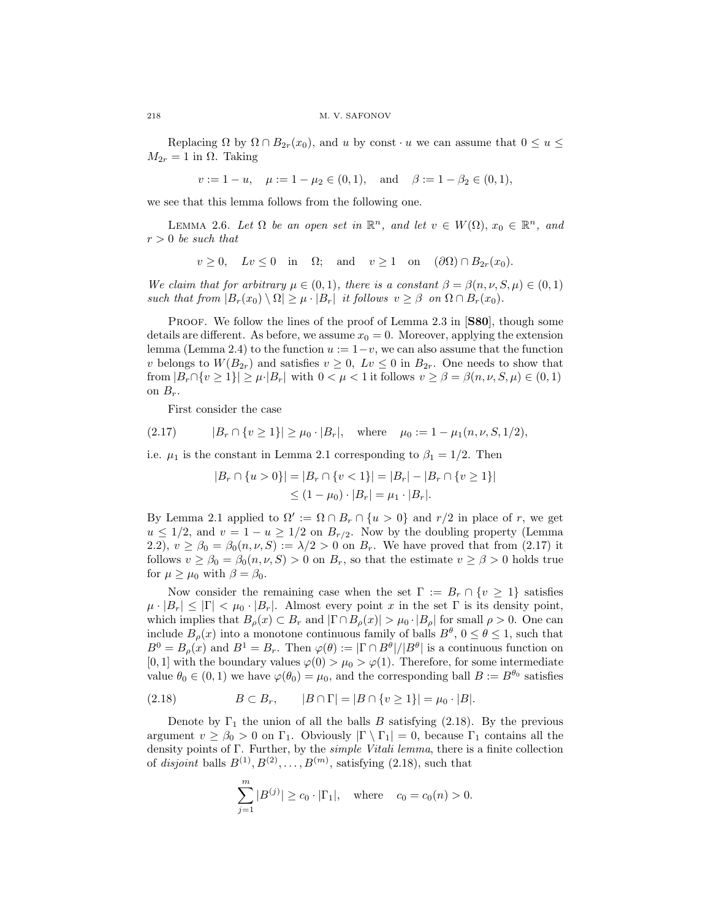Replacing $\Omega$ by $\Omega \cap B_{2r}(x_0)$, and $u$ by $\text{const} \cdot u$ we can assume that $0 \le u \le M_{2r} = 1$ in $\Omega$. Taking

$$v := 1 - u, \quad \mu := 1 - \mu_2 \in (0,1), \quad \text{and} \quad \beta := 1 - \beta_2 \in (0,1),$$

we see that this lemma follows from the following one.

Lemma 2.6. *Let $\Omega$ be an open set in $\mathbb{R}^n$, and let $v \in W(\Omega)$, $x_0 \in \mathbb{R}^n$, and $r > 0$ be such that*

$$v \ge 0, \quad Lv \le 0 \quad \text{in} \quad \Omega; \quad \text{and} \quad v \ge 1 \quad \text{on} \quad (\partial\Omega) \cap B_{2r}(x_0).$$

*We claim that for arbitrary $\mu \in (0,1)$, there is a constant $\beta = \beta(n, \nu, S, \mu) \in (0,1)$ such that from $|B_r(x_0) \setminus \Omega| \ge \mu \cdot |B_r|$ it follows $v \ge \beta$ on $\Omega \cap B_r(x_0)$.*

Proof. We follow the lines of the proof of Lemma 2.3 in [**S80**], though some details are different. As before, we assume $x_0 = 0$. Moreover, applying the extension lemma (Lemma 2.4) to the function $u := 1-v$, we can also assume that the function $v$ belongs to $W(B_{2r})$ and satisfies $v \ge 0$, $Lv \le 0$ in $B_{2r}$. One needs to show that from $|B_r \cap \{v \ge 1\}| \ge \mu \cdot |B_r|$ with $0 < \mu < 1$ it follows $v \ge \beta = \beta(n, \nu, S, \mu) \in (0,1)$ on $B_r$.

First consider the case

$$|B_r \cap \{v \ge 1\}| \ge \mu_0 \cdot |B_r|, \quad \text{where} \quad \mu_0 := 1 - \mu_1(n, \nu, S, 1/2), \tag{2.17}$$

i.e. $\mu_1$ is the constant in Lemma 2.1 corresponding to $\beta_1 = 1/2$. Then

$$\begin{aligned} |B_r \cap \{u > 0\}| &= |B_r \cap \{v < 1\}| = |B_r| - |B_r \cap \{v \ge 1\}| \\ &\le (1 - \mu_0) \cdot |B_r| = \mu_1 \cdot |B_r|. \end{aligned}$$

By Lemma 2.1 applied to $\Omega' := \Omega \cap B_r \cap \{u > 0\}$ and $r/2$ in place of $r$, we get $u \le 1/2$, and $v = 1 - u \ge 1/2$ on $B_{r/2}$. Now by the doubling property (Lemma 2.2), $v \ge \beta_0 = \beta_0(n, \nu, S) := \lambda/2 > 0$ on $B_r$. We have proved that from (2.17) it follows $v \ge \beta_0 = \beta_0(n, \nu, S) > 0$ on $B_r$, so that the estimate $v \ge \beta > 0$ holds true for $\mu \ge \mu_0$ with $\beta = \beta_0$.

Now consider the remaining case when the set $\Gamma := B_r \cap \{v \ge 1\}$ satisfies $\mu \cdot |B_r| \le |\Gamma| < \mu_0 \cdot |B_r|$. Almost every point $x$ in the set $\Gamma$ is its density point, which implies that $B_\rho(x) \subset B_r$ and $|\Gamma \cap B_\rho(x)| > \mu_0 \cdot |B_\rho|$ for small $\rho > 0$. One can include $B_\rho(x)$ into a monotone continuous family of balls $B^\theta$, $0 \le \theta \le 1$, such that $B^0 = B_\rho(x)$ and $B^1 = B_r$. Then $\varphi(\theta) := |\Gamma \cap B^\theta|/|B^\theta|$ is a continuous function on $[0,1]$ with the boundary values $\varphi(0) > \mu_0 > \varphi(1)$. Therefore, for some intermediate value $\theta_0 \in (0,1)$ we have $\varphi(\theta_0) = \mu_0$, and the corresponding ball $B := B^{\theta_0}$ satisfies

$$B \subset B_r, \qquad |B \cap \Gamma| = |B \cap \{v \ge 1\}| = \mu_0 \cdot |B|. \tag{2.18}$$

Denote by $\Gamma_1$ the union of all the balls $B$ satisfying (2.18). By the previous argument $v \ge \beta_0 > 0$ on $\Gamma_1$. Obviously $|\Gamma \setminus \Gamma_1| = 0$, because $\Gamma_1$ contains all the density points of $\Gamma$. Further, by the *simple Vitali lemma*, there is a finite collection of *disjoint* balls $B^{(1)}, B^{(2)}, \dots, B^{(m)}$, satisfying (2.18), such that

$$\sum_{j=1}^m |B^{(j)}| \ge c_0 \cdot |\Gamma_1|, \quad \text{where} \quad c_0 = c_0(n) > 0.$$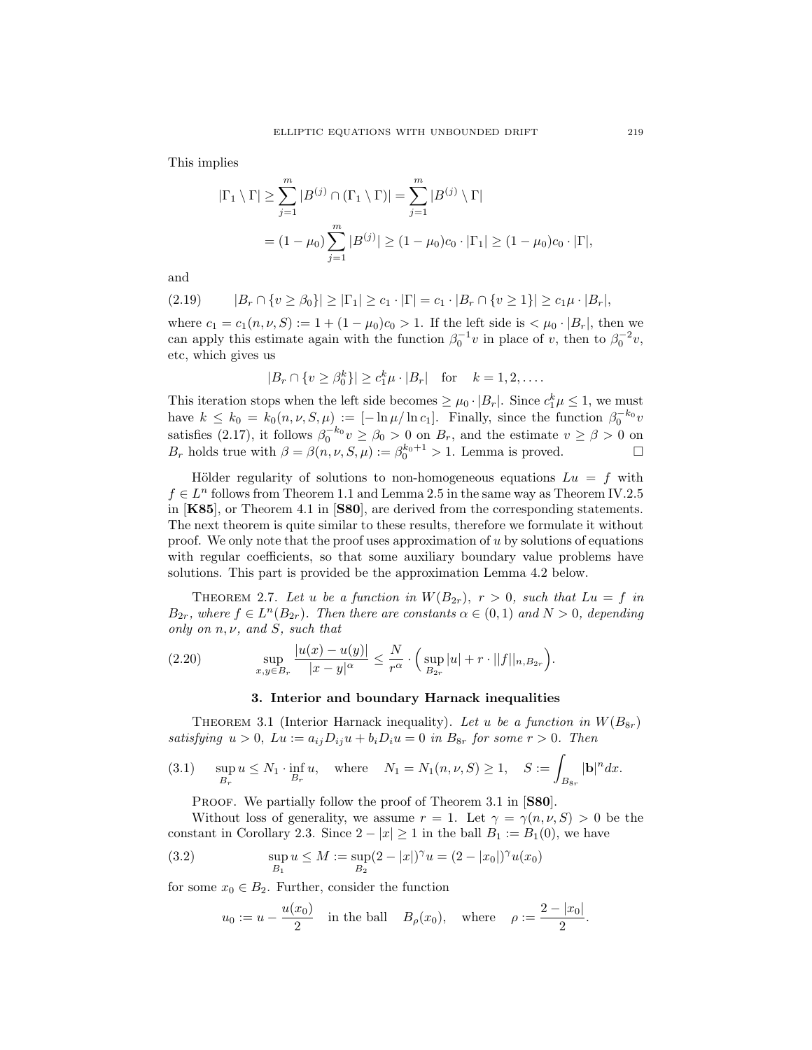This implies

$$|\Gamma_1 \setminus \Gamma| \geq \sum_{j=1}^{m} |B^{(j)} \cap (\Gamma_1 \setminus \Gamma)| = \sum_{j=1}^{m} |B^{(j)} \setminus \Gamma|$$

$$= (1-\mu_0) \sum_{j=1}^{m} |B^{(j)}| \geq (1-\mu_0) c_0 \cdot |\Gamma_1| \geq (1-\mu_0) c_0 \cdot |\Gamma|,$$

and

$$|B_r \cap \{v \geq \beta_0\}| \geq |\Gamma_1| \geq c_1 \cdot |\Gamma| = c_1 \cdot |B_r \cap \{v \geq 1\}| \geq c_1 \mu \cdot |B_r|, \tag{2.19}$$

where $c_1 = c_1(n, \nu, S) := 1 + (1-\mu_0)c_0 > 1$. If the left side is $< \mu_0 \cdot |B_r|$, then we can apply this estimate again with the function $\beta_0^{-1} v$ in place of $v$, then to $\beta_0^{-2} v$, etc, which gives us

$$|B_r \cap \{v \geq \beta_0^k\}| \geq c_1^k \mu \cdot |B_r| \quad \text{for} \quad k = 1, 2, \ldots.$$

This iteration stops when the left side becomes $\geq \mu_0 \cdot |B_r|$. Since $c_1^k \mu \leq 1$, we must have $k \leq k_0 = k_0(n, \nu, S, \mu) := [-\ln \mu / \ln c_1]$. Finally, since the function $\beta_0^{-k_0} v$ satisfies (2.17), it follows $\beta_0^{-k_0} v \geq \beta_0 > 0$ on $B_r$, and the estimate $v \geq \beta > 0$ on $B_r$ holds true with $\beta = \beta(n, \nu, S, \mu) := \beta_0^{k_0+1} > 1$. Lemma is proved. $\square$

Hölder regularity of solutions to non-homogeneous equations $Lu = f$ with $f \in L^n$ follows from Theorem 1.1 and Lemma 2.5 in the same way as Theorem IV.2.5 in [**K85**], or Theorem 4.1 in [**S80**], are derived from the corresponding statements. The next theorem is quite similar to these results, therefore we formulate it without proof. We only note that the proof uses approximation of $u$ by solutions of equations with regular coefficients, so that some auxiliary boundary value problems have solutions. This part is provided be the approximation Lemma 4.2 below.

THEOREM 2.7. *Let $u$ be a function in $W(B_{2r})$, $r > 0$, such that $Lu = f$ in $B_{2r}$, where $f \in L^n(B_{2r})$. Then there are constants $\alpha \in (0,1)$ and $N > 0$, depending only on $n, \nu$, and $S$, such that*

$$\sup_{x,y \in B_r} \frac{|u(x) - u(y)|}{|x-y|^\alpha} \leq \frac{N}{r^\alpha} \cdot \Big( \sup_{B_{2r}} |u| + r \cdot ||f||_{n, B_{2r}} \Big). \tag{2.20}$$

## 3. Interior and boundary Harnack inequalities

THEOREM 3.1 (Interior Harnack inequality). *Let $u$ be a function in $W(B_{8r})$ satisfying $u > 0$, $Lu := a_{ij} D_{ij} u + b_i D_i u = 0$ in $B_{8r}$ for some $r > 0$. Then*

$$\sup_{B_r} u \leq N_1 \cdot \inf_{B_r} u, \quad \text{where} \quad N_1 = N_1(n, \nu, S) \geq 1, \quad S := \int_{B_{8r}} |\mathbf{b}|^n dx. \tag{3.1}$$

PROOF. We partially follow the proof of Theorem 3.1 in [**S80**].

Without loss of generality, we assume $r = 1$. Let $\gamma = \gamma(n, \nu, S) > 0$ be the constant in Corollary 2.3. Since $2 - |x| \geq 1$ in the ball $B_1 := B_1(0)$, we have

$$\sup_{B_1} u \leq M := \sup_{B_2} (2 - |x|)^\gamma u = (2 - |x_0|)^\gamma u(x_0) \tag{3.2}$$

for some $x_0 \in B_2$. Further, consider the function

$$u_0 := u - \frac{u(x_0)}{2} \quad \text{in the ball} \quad B_\rho(x_0), \quad \text{where} \quad \rho := \frac{2 - |x_0|}{2}.$$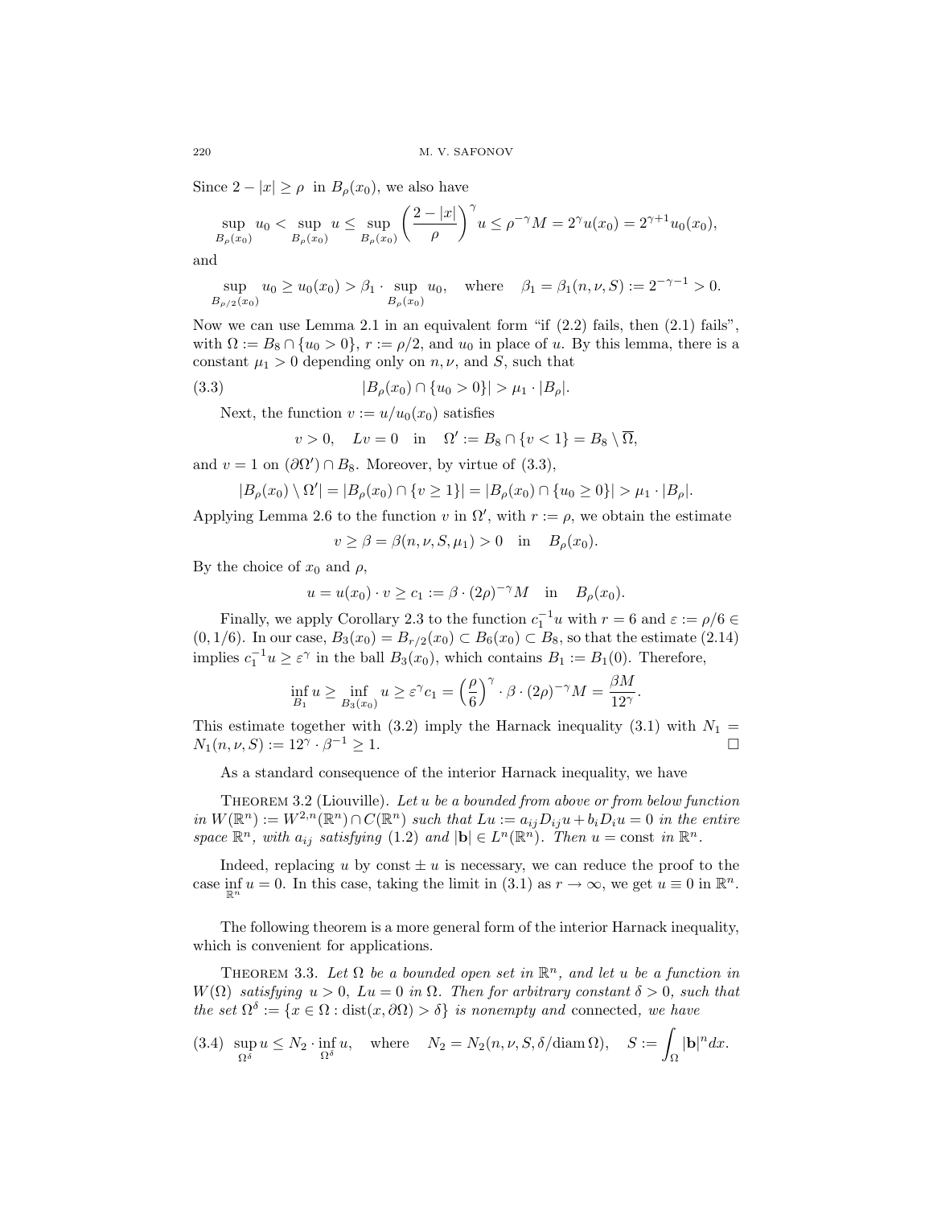Since $2-|x| \ge \rho$ in $B_\rho(x_0)$, we also have

$$\sup_{B_\rho(x_0)} u_0 < \sup_{B_\rho(x_0)} u \le \sup_{B_\rho(x_0)} \left(\frac{2-|x|}{\rho}\right)^\gamma u \le \rho^{-\gamma} M = 2^\gamma u(x_0) = 2^{\gamma+1} u_0(x_0),$$

and

$$\sup_{B_{\rho/2}(x_0)} u_0 \ge u_0(x_0) > \beta_1 \cdot \sup_{B_\rho(x_0)} u_0, \quad \text{where} \quad \beta_1 = \beta_1(n,\nu,S) := 2^{-\gamma-1} > 0.$$

Now we can use Lemma 2.1 in an equivalent form "if (2.2) fails, then (2.1) fails", with $\Omega := B_8 \cap \{u_0 > 0\}$, $r := \rho/2$, and $u_0$ in place of $u$. By this lemma, there is a constant $\mu_1 > 0$ depending only on $n, \nu$, and $S$, such that

$$|B_\rho(x_0) \cap \{u_0 > 0\}| > \mu_1 \cdot |B_\rho|. \tag{3.3}$$

Next, the function $v := u/u_0(x_0)$ satisfies

$$v > 0, \quad Lv = 0 \quad \text{in} \quad \Omega' := B_8 \cap \{v < 1\} = B_8 \setminus \overline{\Omega},$$

and $v = 1$ on $(\partial\Omega') \cap B_8$. Moreover, by virtue of (3.3),

$$|B_\rho(x_0) \setminus \Omega'| = |B_\rho(x_0) \cap \{v \ge 1\}| = |B_\rho(x_0) \cap \{u_0 \ge 0\}| > \mu_1 \cdot |B_\rho|.$$

Applying Lemma 2.6 to the function $v$ in $\Omega'$, with $r := \rho$, we obtain the estimate

$$v \ge \beta = \beta(n,\nu,S,\mu_1) > 0 \quad \text{in} \quad B_\rho(x_0).$$

By the choice of $x_0$ and $\rho$,

$$u = u(x_0) \cdot v \ge c_1 := \beta \cdot (2\rho)^{-\gamma} M \quad \text{in} \quad B_\rho(x_0).$$

Finally, we apply Corollary 2.3 to the function $c_1^{-1} u$ with $r = 6$ and $\varepsilon := \rho/6 \in (0, 1/6)$. In our case, $B_3(x_0) = B_{r/2}(x_0) \subset B_6(x_0) \subset B_8$, so that the estimate (2.14) implies $c_1^{-1} u \ge \varepsilon^\gamma$ in the ball $B_3(x_0)$, which contains $B_1 := B_1(0)$. Therefore,

$$\inf_{B_1} u \ge \inf_{B_3(x_0)} u \ge \varepsilon^\gamma c_1 = \left(\frac{\rho}{6}\right)^\gamma \cdot \beta \cdot (2\rho)^{-\gamma} M = \frac{\beta M}{12^\gamma}.$$

This estimate together with (3.2) imply the Harnack inequality (3.1) with $N_1 = N_1(n,\nu,S) := 12^\gamma \cdot \beta^{-1} \ge 1$. $\square$

As a standard consequence of the interior Harnack inequality, we have

**Theorem 3.2** (Liouville). *Let $u$ be a bounded from above or from below function in $W(\mathbb{R}^n) := W^{2,n}(\mathbb{R}^n) \cap C(\mathbb{R}^n)$ such that $Lu := a_{ij} D_{ij} u + b_i D_i u = 0$ in the entire space $\mathbb{R}^n$, with $a_{ij}$ satisfying (1.2) and $|\mathbf{b}| \in L^n(\mathbb{R}^n)$. Then $u = \text{const}$ in $\mathbb{R}^n$.*

Indeed, replacing $u$ by const $\pm\, u$ is necessary, we can reduce the proof to the case $\inf_{\mathbb{R}^n} u = 0$. In this case, taking the limit in (3.1) as $r \to \infty$, we get $u \equiv 0$ in $\mathbb{R}^n$.

The following theorem is a more general form of the interior Harnack inequality, which is convenient for applications.

**Theorem 3.3.** *Let $\Omega$ be a bounded open set in $\mathbb{R}^n$, and let $u$ be a function in $W(\Omega)$ satisfying $u > 0$, $Lu = 0$ in $\Omega$. Then for arbitrary constant $\delta > 0$, such that the set $\Omega^\delta := \{x \in \Omega : \operatorname{dist}(x, \partial\Omega) > \delta\}$ is nonempty and* connected, *we have*

$$\sup_{\Omega^\delta} u \le N_2 \cdot \inf_{\Omega^\delta} u, \quad \text{where} \quad N_2 = N_2(n,\nu,S,\delta/\operatorname{diam}\Omega), \quad S := \int_\Omega |\mathbf{b}|^n dx. \tag{3.4}$$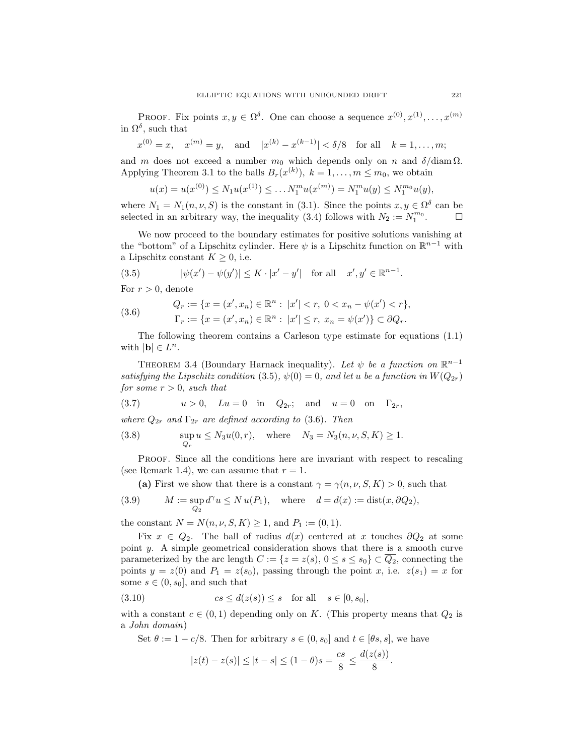Proof. Fix points $x, y \in \Omega^\delta$. One can choose a sequence $x^{(0)}, x^{(1)}, \dots, x^{(m)}$ in $\Omega^\delta$, such that

$$x^{(0)} = x, \quad x^{(m)} = y, \quad \text{and} \quad |x^{(k)} - x^{(k-1)}| < \delta/8 \quad \text{for all} \quad k = 1, \dots, m;$$

and $m$ does not exceed a number $m_0$ which depends only on $n$ and $\delta/\operatorname{diam}\Omega$. Applying Theorem 3.1 to the balls $B_r(x^{(k)})$, $k = 1, \dots, m \le m_0$, we obtain

$$u(x) = u(x^{(0)}) \le N_1 u(x^{(1)}) \le \dots N_1^m u(x^{(m)}) = N_1^m u(y) \le N_1^{m_0} u(y),$$

where $N_1 = N_1(n, \nu, S)$ is the constant in (3.1). Since the points $x, y \in \Omega^\delta$ can be selected in an arbitrary way, the inequality (3.4) follows with $N_2 := N_1^{m_0}$. $\square$

We now proceed to the boundary estimates for positive solutions vanishing at the "bottom" of a Lipschitz cylinder. Here $\psi$ is a Lipschitz function on $\mathbb{R}^{n-1}$ with a Lipschitz constant $K \ge 0$, i.e.

$$|\psi(x') - \psi(y')| \le K \cdot |x' - y'| \quad \text{for all} \quad x', y' \in \mathbb{R}^{n-1}. \tag{3.5}$$

For $r > 0$, denote

$$\begin{aligned} Q_r &:= \{x = (x', x_n) \in \mathbb{R}^n : \ |x'| < r, \ 0 < x_n - \psi(x') < r\}, \\ \Gamma_r &:= \{x = (x', x_n) \in \mathbb{R}^n : \ |x'| \le r, \ x_n = \psi(x')\} \subset \partial Q_r. \end{aligned} \tag{3.6}$$

The following theorem contains a Carleson type estimate for equations (1.1) with $|\mathbf{b}| \in L^n$.

Theorem 3.4 (Boundary Harnack inequality). *Let $\psi$ be a function on $\mathbb{R}^{n-1}$ satisfying the Lipschitz condition (3.5), $\psi(0) = 0$, and let $u$ be a function in $W(Q_{2r})$ for some $r > 0$, such that*

$$u > 0, \quad Lu = 0 \quad \text{in} \quad Q_{2r}; \quad \text{and} \quad u = 0 \quad \text{on} \quad \Gamma_{2r}, \tag{3.7}$$

*where $Q_{2r}$ and $\Gamma_{2r}$ are defined according to (3.6). Then*

$$\sup_{Q_r} u \le N_3 u(0, r), \quad \text{where} \quad N_3 = N_3(n, \nu, S, K) \ge 1. \tag{3.8}$$

Proof. Since all the conditions here are invariant with respect to rescaling (see Remark 1.4), we can assume that $r = 1$.

**(a)** First we show that there is a constant $\gamma = \gamma(n, \nu, S, K) > 0$, such that

$$M := \sup_{Q_2} d^\gamma u \le N\, u(P_1), \quad \text{where} \quad d = d(x) := \operatorname{dist}(x, \partial Q_2), \tag{3.9}$$

the constant $N = N(n, \nu, S, K) \ge 1$, and $P_1 := (0, 1)$.

Fix $x \in Q_2$. The ball of radius $d(x)$ centered at $x$ touches $\partial Q_2$ at some point $y$. A simple geometrical consideration shows that there is a smooth curve parameterized by the arc length $C := \{z = z(s), \ 0 \le s \le s_0\} \subset \overline{Q_2}$, connecting the points $y = z(0)$ and $P_1 = z(s_0)$, passing through the point $x$, i.e. $z(s_1) = x$ for some $s \in (0, s_0]$, and such that

$$cs \le d(z(s)) \le s \quad \text{for all} \quad s \in [0, s_0], \tag{3.10}$$

with a constant $c \in (0, 1)$ depending only on $K$. (This property means that $Q_2$ is a *John domain*)

Set $\theta := 1 - c/8$. Then for arbitrary $s \in (0, s_0]$ and $t \in [\theta s, s]$, we have

$$|z(t) - z(s)| \le |t - s| \le (1 - \theta)s = \frac{cs}{8} \le \frac{d(z(s))}{8}.$$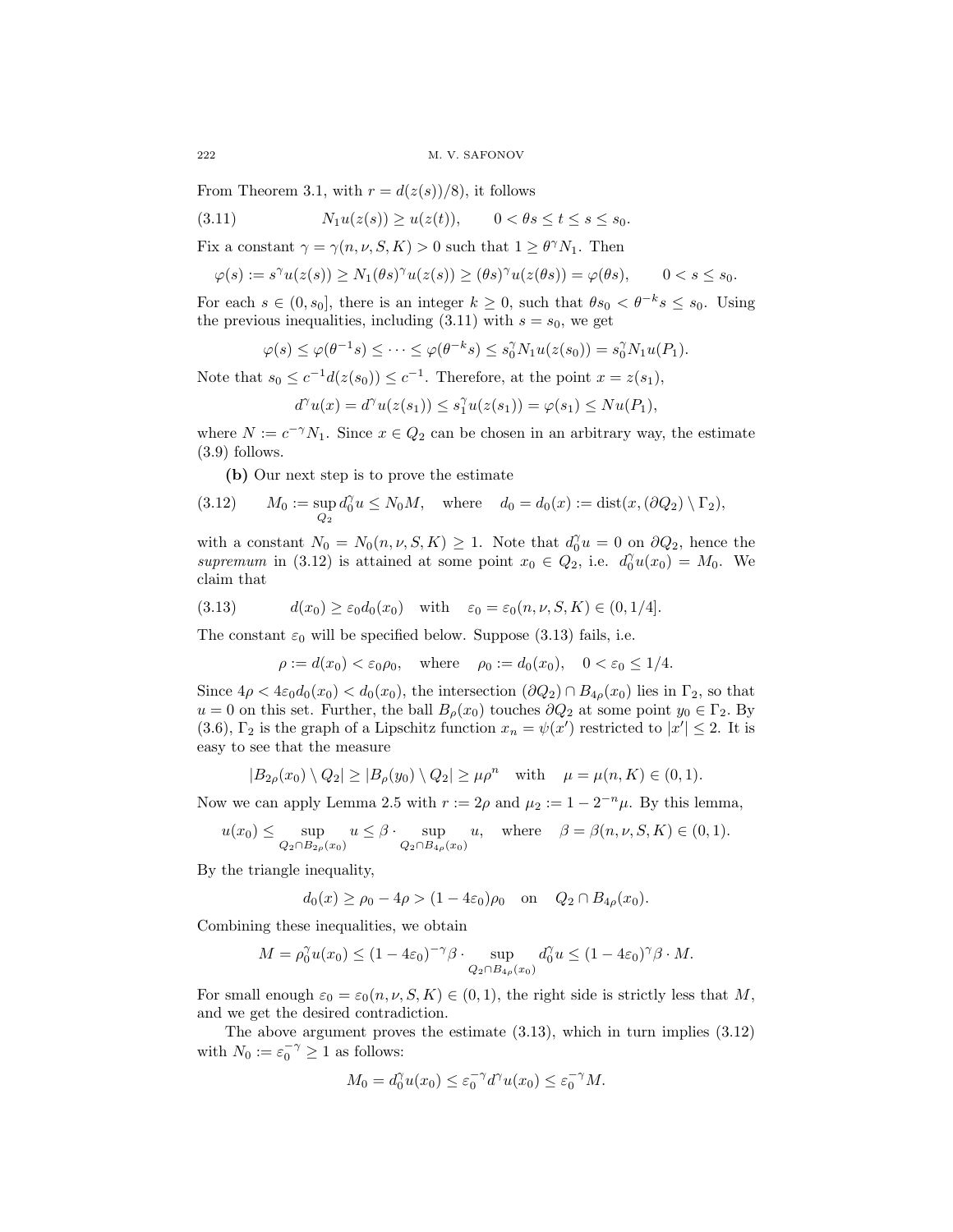From Theorem 3.1, with $r = d(z(s))/8$), it follows

$$N_1 u(z(s)) \geq u(z(t)), \qquad 0 < \theta s \leq t \leq s \leq s_0. \tag{3.11}$$

Fix a constant $\gamma = \gamma(n, \nu, S, K) > 0$ such that $1 \geq \theta^\gamma N_1$. Then

$$\varphi(s) := s^\gamma u(z(s)) \geq N_1 (\theta s)^\gamma u(z(s)) \geq (\theta s)^\gamma u(z(\theta s)) = \varphi(\theta s), \qquad 0 < s \leq s_0.$$

For each $s \in (0, s_0]$, there is an integer $k \geq 0$, such that $\theta s_0 < \theta^{-k} s \leq s_0$. Using the previous inequalities, including (3.11) with $s = s_0$, we get

$$\varphi(s) \leq \varphi(\theta^{-1} s) \leq \cdots \leq \varphi(\theta^{-k} s) \leq s_0^\gamma N_1 u(z(s_0)) = s_0^\gamma N_1 u(P_1).$$

Note that $s_0 \leq c^{-1} d(z(s_0)) \leq c^{-1}$. Therefore, at the point $x = z(s_1)$,

$$d^\gamma u(x) = d^\gamma u(z(s_1)) \leq s_1^\gamma u(z(s_1)) = \varphi(s_1) \leq N u(P_1),$$

where $N := c^{-\gamma} N_1$. Since $x \in Q_2$ can be chosen in an arbitrary way, the estimate (3.9) follows.

**(b)** Our next step is to prove the estimate

$$M_0 := \sup_{Q_2} d_0^\gamma u \leq N_0 M, \quad \text{where} \quad d_0 = d_0(x) := \operatorname{dist}(x, (\partial Q_2) \setminus \Gamma_2), \tag{3.12}$$

with a constant $N_0 = N_0(n, \nu, S, K) \geq 1$. Note that $d_0^\gamma u = 0$ on $\partial Q_2$, hence the *supremum* in (3.12) is attained at some point $x_0 \in Q_2$, i.e. $d_0^\gamma u(x_0) = M_0$. We claim that

$$d(x_0) \geq \varepsilon_0 d_0(x_0) \quad \text{with} \quad \varepsilon_0 = \varepsilon_0(n, \nu, S, K) \in (0, 1/4]. \tag{3.13}$$

The constant $\varepsilon_0$ will be specified below. Suppose (3.13) fails, i.e.

$$\rho := d(x_0) < \varepsilon_0 \rho_0, \quad \text{where} \quad \rho_0 := d_0(x_0), \quad 0 < \varepsilon_0 \leq 1/4.$$

Since $4\rho < 4\varepsilon_0 d_0(x_0) < d_0(x_0)$, the intersection $(\partial Q_2) \cap B_{4\rho}(x_0)$ lies in $\Gamma_2$, so that $u = 0$ on this set. Further, the ball $B_\rho(x_0)$ touches $\partial Q_2$ at some point $y_0 \in \Gamma_2$. By (3.6), $\Gamma_2$ is the graph of a Lipschitz function $x_n = \psi(x')$ restricted to $|x'| \leq 2$. It is easy to see that the measure

$$|B_{2\rho}(x_0) \setminus Q_2| \geq |B_\rho(y_0) \setminus Q_2| \geq \mu \rho^n \quad \text{with} \quad \mu = \mu(n, K) \in (0, 1).$$

Now we can apply Lemma 2.5 with $r := 2\rho$ and $\mu_2 := 1 - 2^{-n}\mu$. By this lemma,

$$u(x_0) \leq \sup_{Q_2 \cap B_{2\rho}(x_0)} u \leq \beta \cdot \sup_{Q_2 \cap B_{4\rho}(x_0)} u, \quad \text{where} \quad \beta = \beta(n, \nu, S, K) \in (0, 1).$$

By the triangle inequality,

$$d_0(x) \geq \rho_0 - 4\rho > (1 - 4\varepsilon_0)\rho_0 \quad \text{on} \quad Q_2 \cap B_{4\rho}(x_0).$$

Combining these inequalities, we obtain

$$M = \rho_0^\gamma u(x_0) \leq (1 - 4\varepsilon_0)^{-\gamma} \beta \cdot \sup_{Q_2 \cap B_{4\rho}(x_0)} d_0^\gamma u \leq (1 - 4\varepsilon_0)^\gamma \beta \cdot M.$$

For small enough $\varepsilon_0 = \varepsilon_0(n, \nu, S, K) \in (0, 1)$, the right side is strictly less that $M$, and we get the desired contradiction.

The above argument proves the estimate (3.13), which in turn implies (3.12) with $N_0 := \varepsilon_0^{-\gamma} \geq 1$ as follows:

$$M_0 = d_0^\gamma u(x_0) \leq \varepsilon_0^{-\gamma} d^\gamma u(x_0) \leq \varepsilon_0^{-\gamma} M.$$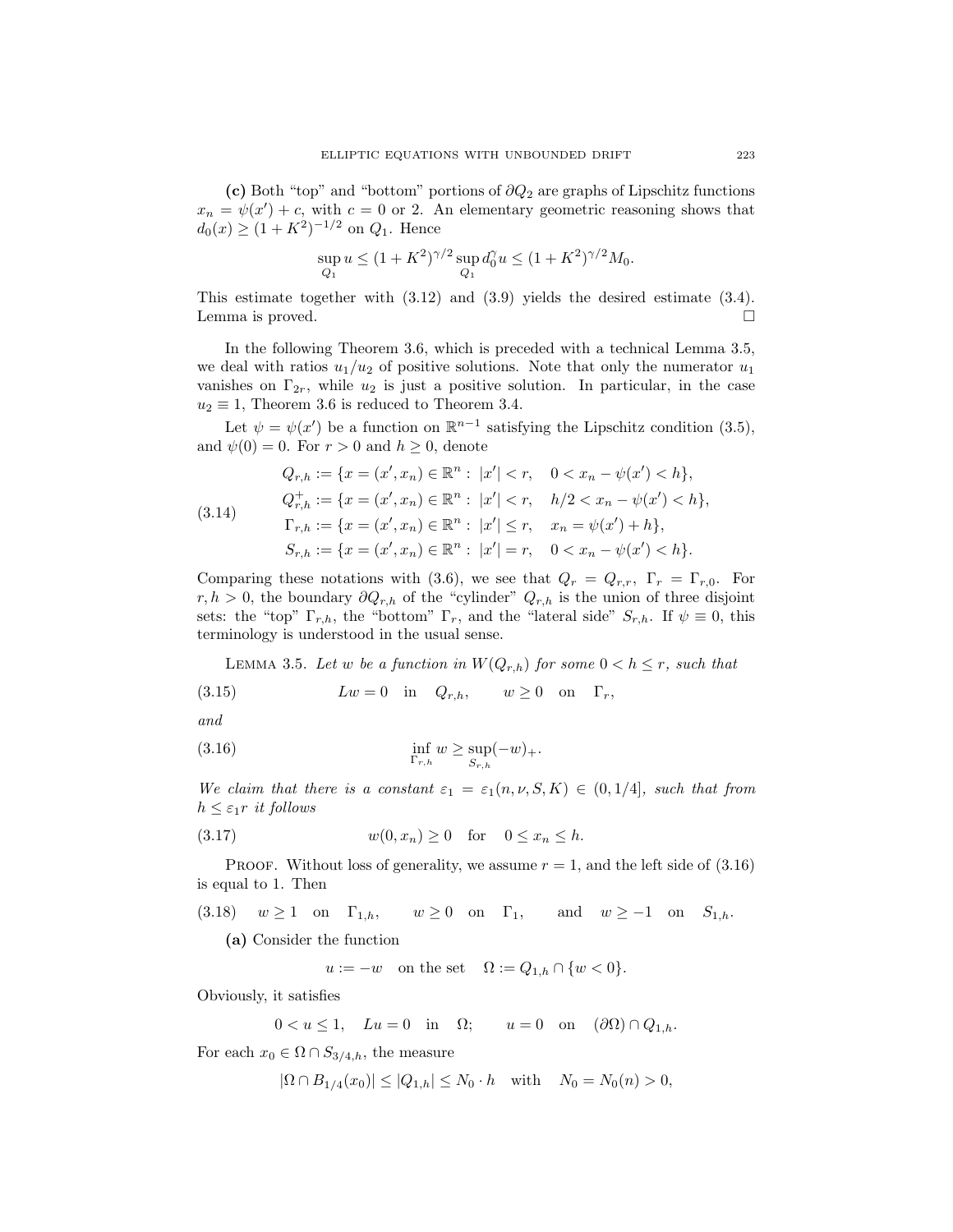**(c)** Both "top" and "bottom" portions of $\partial Q_2$ are graphs of Lipschitz functions $x_n = \psi(x') + c$, with $c = 0$ or 2. An elementary geometric reasoning shows that $d_0(x) \geq (1 + K^2)^{-1/2}$ on $Q_1$. Hence

$$\sup_{Q_1} u \leq (1 + K^2)^{\gamma/2} \sup_{Q_1} d_0^{\gamma} u \leq (1 + K^2)^{\gamma/2} M_0.$$

This estimate together with (3.12) and (3.9) yields the desired estimate (3.4). Lemma is proved. $\square$

In the following Theorem 3.6, which is preceded with a technical Lemma 3.5, we deal with ratios $u_1/u_2$ of positive solutions. Note that only the numerator $u_1$ vanishes on $\Gamma_{2r}$, while $u_2$ is just a positive solution. In particular, in the case $u_2 \equiv 1$, Theorem 3.6 is reduced to Theorem 3.4.

Let $\psi = \psi(x')$ be a function on $\mathbb{R}^{n-1}$ satisfying the Lipschitz condition (3.5), and $\psi(0) = 0$. For $r > 0$ and $h \geq 0$, denote

$$\begin{aligned}
&Q_{r,h} := \{x = (x', x_n) \in \mathbb{R}^n : \ |x'| < r, \quad 0 < x_n - \psi(x') < h\}, \\
&Q_{r,h}^{+} := \{x = (x', x_n) \in \mathbb{R}^n : \ |x'| < r, \quad h/2 < x_n - \psi(x') < h\}, \\
&\Gamma_{r,h} := \{x = (x', x_n) \in \mathbb{R}^n : \ |x'| \leq r, \quad x_n = \psi(x') + h\}, \\
&S_{r,h} := \{x = (x', x_n) \in \mathbb{R}^n : \ |x'| = r, \quad 0 < x_n - \psi(x') < h\}.
\end{aligned} \tag{3.14}$$

Comparing these notations with (3.6), we see that $Q_r = Q_{r,r}$, $\Gamma_r = \Gamma_{r,0}$. For $r, h > 0$, the boundary $\partial Q_{r,h}$ of the "cylinder" $Q_{r,h}$ is the union of three disjoint sets: the "top" $\Gamma_{r,h}$, the "bottom" $\Gamma_r$, and the "lateral side" $S_{r,h}$. If $\psi \equiv 0$, this terminology is understood in the usual sense.

Lemma 3.5. *Let $w$ be a function in $W(Q_{r,h})$ for some $0 < h \leq r$, such that*

$$Lw = 0 \quad \text{in} \quad Q_{r,h}, \qquad w \geq 0 \quad \text{on} \quad \Gamma_r, \tag{3.15}$$

*and*

$$\inf_{\Gamma_{r,h}} w \geq \sup_{S_{r,h}} (-w)_+. \tag{3.16}$$

*We claim that there is a constant $\varepsilon_1 = \varepsilon_1(n, \nu, S, K) \in (0, 1/4]$, such that from $h \leq \varepsilon_1 r$ it follows*

$$w(0, x_n) \geq 0 \quad \text{for} \quad 0 \leq x_n \leq h. \tag{3.17}$$

Proof. Without loss of generality, we assume $r = 1$, and the left side of (3.16) is equal to 1. Then

$$w \geq 1 \quad \text{on} \quad \Gamma_{1,h}, \qquad w \geq 0 \quad \text{on} \quad \Gamma_1, \qquad \text{and} \quad w \geq -1 \quad \text{on} \quad S_{1,h}. \tag{3.18}$$

**(a)** Consider the function

$$u := -w \quad \text{on the set} \quad \Omega := Q_{1,h} \cap \{w < 0\}.$$

Obviously, it satisfies

$$0 < u \leq 1, \quad Lu = 0 \quad \text{in} \quad \Omega; \qquad u = 0 \quad \text{on} \quad (\partial\Omega) \cap Q_{1,h}.$$

For each $x_0 \in \Omega \cap S_{3/4,h}$, the measure

$$|\Omega \cap B_{1/4}(x_0)| \leq |Q_{1,h}| \leq N_0 \cdot h \quad \text{with} \quad N_0 = N_0(n) > 0,$$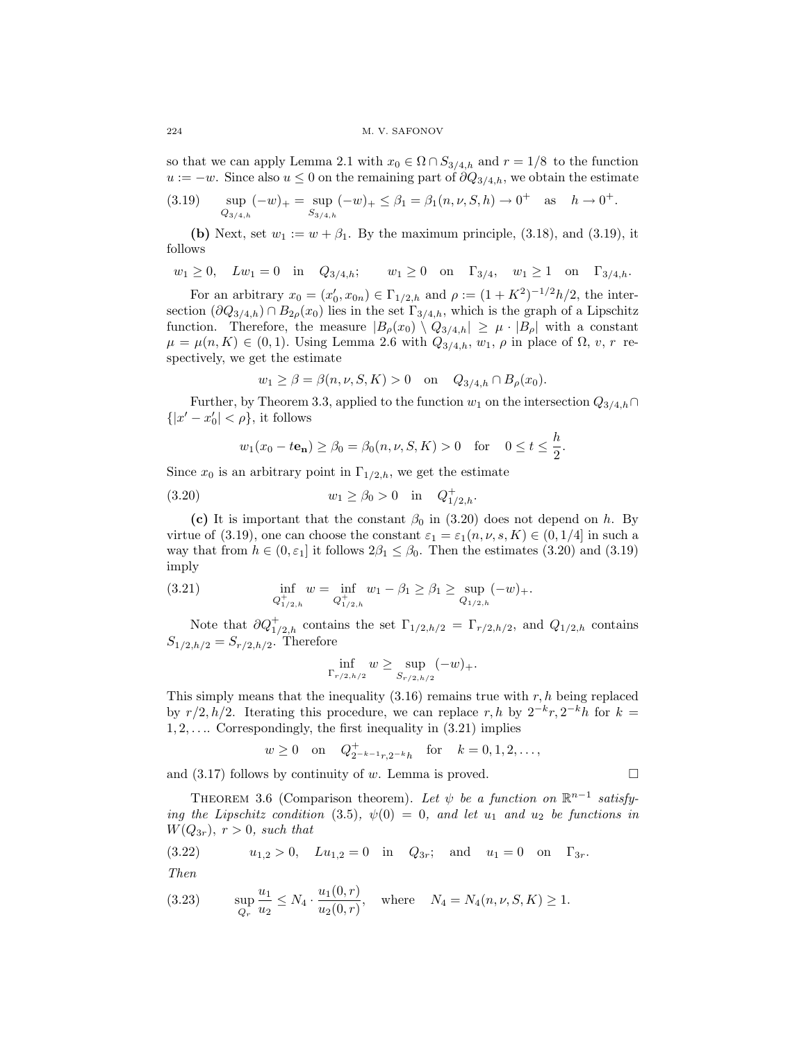so that we can apply Lemma 2.1 with $x_0 \in \Omega \cap S_{3/4,h}$ and $r = 1/8$ to the function $u := -w$. Since also $u \le 0$ on the remaining part of $\partial Q_{3/4,h}$, we obtain the estimate

$$\sup_{Q_{3/4,h}} (-w)_+ = \sup_{S_{3/4,h}} (-w)_+ \le \beta_1 = \beta_1(n, \nu, S, h) \to 0^+ \quad \text{as} \quad h \to 0^+. \tag{3.19}$$

**(b)** Next, set $w_1 := w + \beta_1$. By the maximum principle, (3.18), and (3.19), it follows

$$w_1 \ge 0, \quad Lw_1 = 0 \quad \text{in} \quad Q_{3/4,h}; \qquad w_1 \ge 0 \quad \text{on} \quad \Gamma_{3/4}, \quad w_1 \ge 1 \quad \text{on} \quad \Gamma_{3/4,h}.$$

For an arbitrary $x_0 = (x_0', x_{0n}) \in \Gamma_{1/2,h}$ and $\rho := (1 + K^2)^{-1/2} h/2$, the intersection $(\partial Q_{3/4,h}) \cap B_{2\rho}(x_0)$ lies in the set $\Gamma_{3/4,h}$, which is the graph of a Lipschitz function. Therefore, the measure $|B_\rho(x_0) \setminus Q_{3/4,h}| \ge \mu \cdot |B_\rho|$ with a constant $\mu = \mu(n, K) \in (0, 1)$. Using Lemma 2.6 with $Q_{3/4,h}$, $w_1$, $\rho$ in place of $\Omega$, $v$, $r$ respectively, we get the estimate

$$w_1 \ge \beta = \beta(n, \nu, S, K) > 0 \quad \text{on} \quad Q_{3/4,h} \cap B_\rho(x_0).$$

Further, by Theorem 3.3, applied to the function $w_1$ on the intersection $Q_{3/4,h} \cap \{|x' - x_0'| < \rho\}$, it follows

$$w_1(x_0 - t\mathbf{e_n}) \ge \beta_0 = \beta_0(n, \nu, S, K) > 0 \quad \text{for} \quad 0 \le t \le \frac{h}{2}.$$

Since $x_0$ is an arbitrary point in $\Gamma_{1/2,h}$, we get the estimate

$$w_1 \ge \beta_0 > 0 \quad \text{in} \quad Q^+_{1/2,h}. \tag{3.20}$$

**(c)** It is important that the constant $\beta_0$ in (3.20) does not depend on $h$. By virtue of (3.19), one can choose the constant $\varepsilon_1 = \varepsilon_1(n, \nu, s, K) \in (0, 1/4]$ in such a way that from $h \in (0, \varepsilon_1]$ it follows $2\beta_1 \le \beta_0$. Then the estimates (3.20) and (3.19) imply

$$\inf_{Q^+_{1/2,h}} w = \inf_{Q^+_{1/2,h}} w_1 - \beta_1 \ge \beta_1 \ge \sup_{Q_{1/2,h}} (-w)_+. \tag{3.21}$$

Note that $\partial Q^+_{1/2,h}$ contains the set $\Gamma_{1/2,h/2} = \Gamma_{r/2,h/2}$, and $Q_{1/2,h}$ contains $S_{1/2,h/2} = S_{r/2,h/2}$. Therefore

$$\inf_{\Gamma_{r/2,h/2}} w \ge \sup_{S_{r/2,h/2}} (-w)_+.$$

This simply means that the inequality (3.16) remains true with $r, h$ being replaced by $r/2, h/2$. Iterating this procedure, we can replace $r, h$ by $2^{-k}r, 2^{-k}h$ for $k = 1, 2, \ldots$. Correspondingly, the first inequality in (3.21) implies

$$w \ge 0 \quad \text{on} \quad Q^+_{2^{-k-1}r, 2^{-k}h} \quad \text{for} \quad k = 0, 1, 2, \ldots,$$

and (3.17) follows by continuity of $w$. Lemma is proved. □

Theorem 3.6 (Comparison theorem). *Let $\psi$ be a function on $\mathbb{R}^{n-1}$ satisfying the Lipschitz condition (3.5), $\psi(0) = 0$, and let $u_1$ and $u_2$ be functions in $W(Q_{3r})$, $r > 0$, such that*

$$u_{1,2} > 0, \quad Lu_{1,2} = 0 \quad \text{in} \quad Q_{3r}; \quad \text{and} \quad u_1 = 0 \quad \text{on} \quad \Gamma_{3r}. \tag{3.22}$$

*Then*

$$\sup_{Q_r} \frac{u_1}{u_2} \le N_4 \cdot \frac{u_1(0, r)}{u_2(0, r)}, \quad \text{where} \quad N_4 = N_4(n, \nu, S, K) \ge 1. \tag{3.23}$$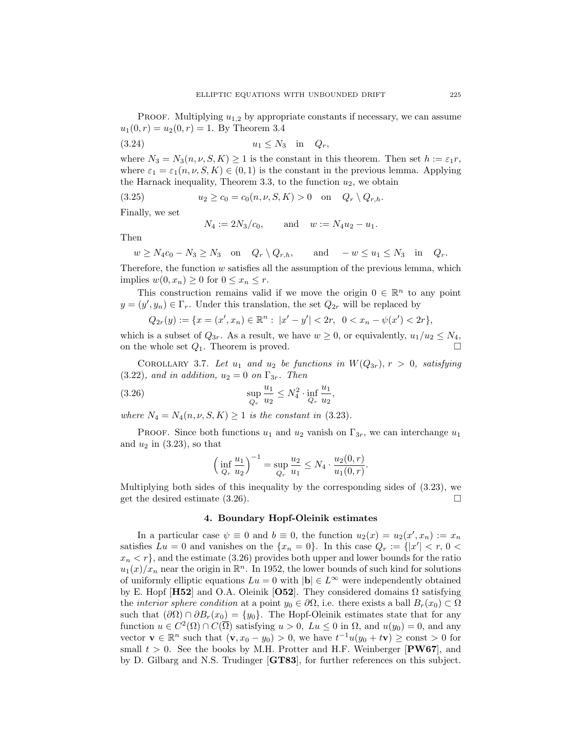PROOF. Multiplying $u_{1,2}$ by appropriate constants if necessary, we can assume $u_1(0,r) = u_2(0,r) = 1$. By Theorem 3.4

$$u_1 \le N_3 \quad \text{in} \quad Q_r, \tag{3.24}$$

where $N_3 = N_3(n,\nu,S,K) \ge 1$ is the constant in this theorem. Then set $h := \varepsilon_1 r$, where $\varepsilon_1 = \varepsilon_1(n,\nu,S,K) \in (0,1)$ is the constant in the previous lemma. Applying the Harnack inequality, Theorem 3.3, to the function $u_2$, we obtain

$$u_2 \ge c_0 = c_0(n,\nu,S,K) > 0 \quad \text{on} \quad Q_r \setminus Q_{r,h}. \tag{3.25}$$

Finally, we set

$$N_4 := 2N_3/c_0, \qquad \text{and} \quad w := N_4 u_2 - u_1.$$

Then

$$w \ge N_4 c_0 - N_3 \ge N_3 \quad \text{on} \quad Q_r \setminus Q_{r,h}, \qquad \text{and} \quad -w \le u_1 \le N_3 \quad \text{in} \quad Q_r.$$

Therefore, the function $w$ satisfies all the assumption of the previous lemma, which implies $w(0,x_n) \ge 0$ for $0 \le x_n \le r$.

This construction remains valid if we move the origin $0 \in \mathbb{R}^n$ to any point $y = (y', y_n) \in \Gamma_r$. Under this translation, the set $Q_{2r}$ will be replaced by

$$Q_{2r}(y) := \{x = (x', x_n) \in \mathbb{R}^n : \ |x' - y'| < 2r, \ \ 0 < x_n - \psi(x') < 2r\},$$

which is a subset of $Q_{3r}$. As a result, we have $w \ge 0$, or equivalently, $u_1/u_2 \le N_4$, on the whole set $Q_1$. Theorem is proved. $\square$

COROLLARY 3.7. *Let $u_1$ and $u_2$ be functions in $W(Q_{3r})$, $r > 0$, satisfying* (3.22)*, and in addition, $u_2 = 0$ on $\Gamma_{3r}$. Then*

$$\sup_{Q_r} \frac{u_1}{u_2} \le N_4^2 \cdot \inf_{Q_r} \frac{u_1}{u_2}, \tag{3.26}$$

*where $N_4 = N_4(n,\nu,S,K) \ge 1$ is the constant in* (3.23).

PROOF. Since both functions $u_1$ and $u_2$ vanish on $\Gamma_{3r}$, we can interchange $u_1$ and $u_2$ in (3.23), so that

$$\Big(\inf_{Q_r} \frac{u_1}{u_2}\Big)^{-1} = \sup_{Q_r} \frac{u_2}{u_1} \le N_4 \cdot \frac{u_2(0,r)}{u_1(0,r)}.$$

Multiplying both sides of this inequality by the corresponding sides of (3.23), we get the desired estimate (3.26). $\square$

## 4. Boundary Hopf-Oleinik estimates

In a particular case $\psi \equiv 0$ and $b \equiv 0$, the function $u_2(x) = u_2(x', x_n) := x_n$ satisfies $Lu = 0$ and vanishes on the $\{x_n = 0\}$. In this case $Q_r := \{|x'| < r, \ 0 < x_n < r\}$, and the estimate (3.26) provides both upper and lower bounds for the ratio $u_1(x)/x_n$ near the origin in $\mathbb{R}^n$. In 1952, the lower bounds of such kind for solutions of uniformly elliptic equations $Lu = 0$ with $|\mathbf{b}| \in L^\infty$ were independently obtained by E. Hopf [**H52**] and O.A. Oleinik [**O52**]. They considered domains $\Omega$ satisfying the *interior sphere condition* at a point $y_0 \in \partial\Omega$, i.e. there exists a ball $B_r(x_0) \subset \Omega$ such that $(\partial\Omega) \cap \partial B_r(x_0) = \{y_0\}$. The Hopf-Oleinik estimates state that for any function $u \in C^2(\Omega) \cap C(\overline{\Omega})$ satisfying $u > 0$, $Lu \le 0$ in $\Omega$, and $u(y_0) = 0$, and any vector $\mathbf{v} \in \mathbb{R}^n$ such that $(\mathbf{v}, x_0 - y_0) > 0$, we have $t^{-1}u(y_0 + t\mathbf{v}) \ge \text{const} > 0$ for small $t > 0$. See the books by M.H. Protter and H.F. Weinberger [**PW67**], and by D. Gilbarg and N.S. Trudinger [**GT83**], for further references on this subject.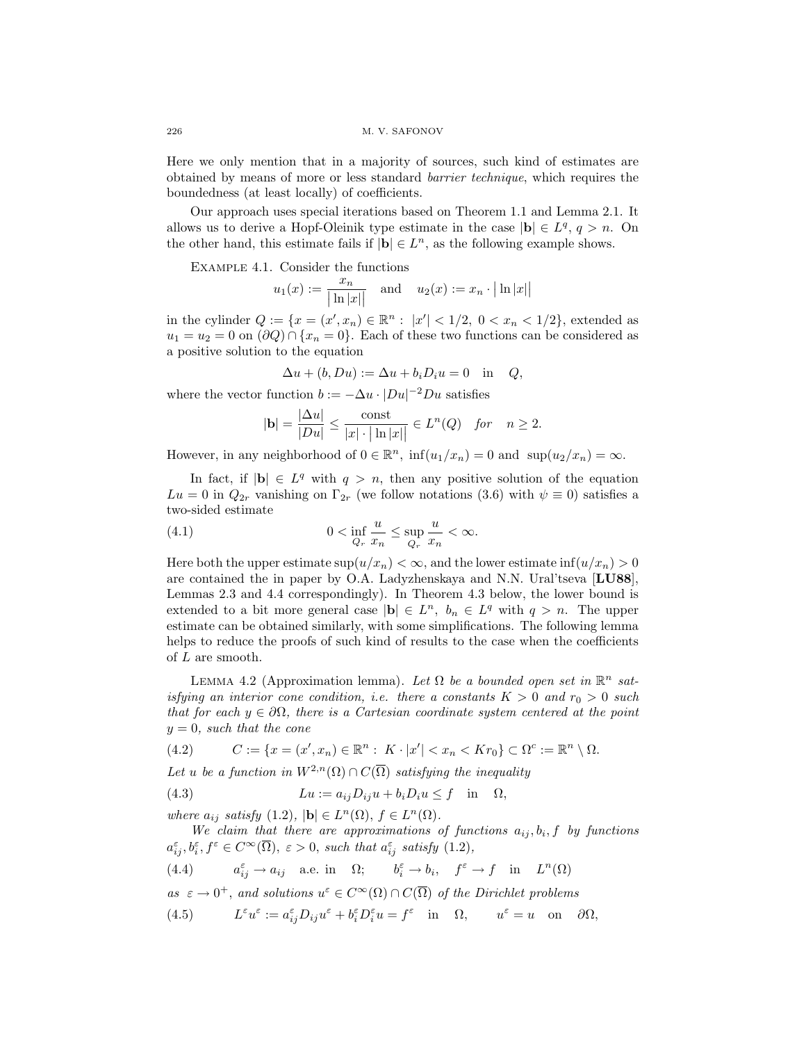Here we only mention that in a majority of sources, such kind of estimates are obtained by means of more or less standard *barrier technique*, which requires the boundedness (at least locally) of coefficients.

Our approach uses special iterations based on Theorem 1.1 and Lemma 2.1. It allows us to derive a Hopf-Oleinik type estimate in the case $|\mathbf{b}| \in L^q$, $q > n$. On the other hand, this estimate fails if $|\mathbf{b}| \in L^n$, as the following example shows.

Example 4.1. Consider the functions

$$u_1(x) := \frac{x_n}{\big|\ln|x|\big|} \quad \text{and} \quad u_2(x) := x_n \cdot \big|\ln|x|\big|$$

in the cylinder $Q := \{x = (x', x_n) \in \mathbb{R}^n : \ |x'| < 1/2, \ 0 < x_n < 1/2\}$, extended as $u_1 = u_2 = 0$ on $(\partial Q) \cap \{x_n = 0\}$. Each of these two functions can be considered as a positive solution to the equation

$$\Delta u + (b, Du) := \Delta u + b_i D_i u = 0 \quad \text{in} \quad Q,$$

where the vector function $b := -\Delta u \cdot |Du|^{-2} Du$ satisfies

$$|\mathbf{b}| = \frac{|\Delta u|}{|Du|} \le \frac{\text{const}}{|x| \cdot \big|\ln|x|\big|} \in L^n(Q) \quad \textit{for} \quad n \ge 2.$$

However, in any neighborhood of $0 \in \mathbb{R}^n$, $\inf(u_1/x_n) = 0$ and $\sup(u_2/x_n) = \infty$.

In fact, if $|\mathbf{b}| \in L^q$ with $q > n$, then any positive solution of the equation $Lu = 0$ in $Q_{2r}$ vanishing on $\Gamma_{2r}$ (we follow notations (3.6) with $\psi \equiv 0$) satisfies a two-sided estimate

$$0 < \inf_{Q_r} \frac{u}{x_n} \le \sup_{Q_r} \frac{u}{x_n} < \infty. \tag{4.1}$$

Here both the upper estimate $\sup(u/x_n) < \infty$, and the lower estimate $\inf(u/x_n) > 0$ are contained the in paper by O.A. Ladyzhenskaya and N.N. Ural'tseva [**LU88**], Lemmas 2.3 and 4.4 correspondingly). In Theorem 4.3 below, the lower bound is extended to a bit more general case $|\mathbf{b}| \in L^n$, $b_n \in L^q$ with $q > n$. The upper estimate can be obtained similarly, with some simplifications. The following lemma helps to reduce the proofs of such kind of results to the case when the coefficients of $L$ are smooth.

Lemma 4.2 (Approximation lemma). *Let $\Omega$ be a bounded open set in $\mathbb{R}^n$ satisfying an interior cone condition, i.e. there a constants $K > 0$ and $r_0 > 0$ such that for each $y \in \partial\Omega$, there is a Cartesian coordinate system centered at the point $y = 0$, such that the cone*

$$C := \{x = (x', x_n) \in \mathbb{R}^n : \ K \cdot |x'| < x_n < K r_0\} \subset \Omega^c := \mathbb{R}^n \setminus \Omega. \tag{4.2}$$

*Let $u$ be a function in $W^{2,n}(\Omega) \cap C(\overline{\Omega})$ satisfying the inequality*

$$Lu := a_{ij} D_{ij} u + b_i D_i u \le f \quad \text{in} \quad \Omega, \tag{4.3}$$

*where $a_{ij}$ satisfy (1.2), $|\mathbf{b}| \in L^n(\Omega)$, $f \in L^n(\Omega)$.*

*We claim that there are approximations of functions $a_{ij}, b_i, f$ by functions $a^\varepsilon_{ij}, b^\varepsilon_i, f^\varepsilon \in C^\infty(\overline{\Omega})$, $\varepsilon > 0$, such that $a^\varepsilon_{ij}$ satisfy (1.2),*

$$a^\varepsilon_{ij} \to a_{ij} \quad \text{a.e. in} \quad \Omega; \qquad b^\varepsilon_i \to b_i, \quad f^\varepsilon \to f \quad \text{in} \quad L^n(\Omega) \tag{4.4}$$

*as $\varepsilon \to 0^+$, and solutions $u^\varepsilon \in C^\infty(\Omega) \cap C(\overline{\Omega})$ of the Dirichlet problems*

$$L^\varepsilon u^\varepsilon := a^\varepsilon_{ij} D_{ij} u^\varepsilon + b^\varepsilon_i D^\varepsilon_i u = f^\varepsilon \quad \text{in} \quad \Omega, \qquad u^\varepsilon = u \quad \text{on} \quad \partial\Omega, \tag{4.5}$$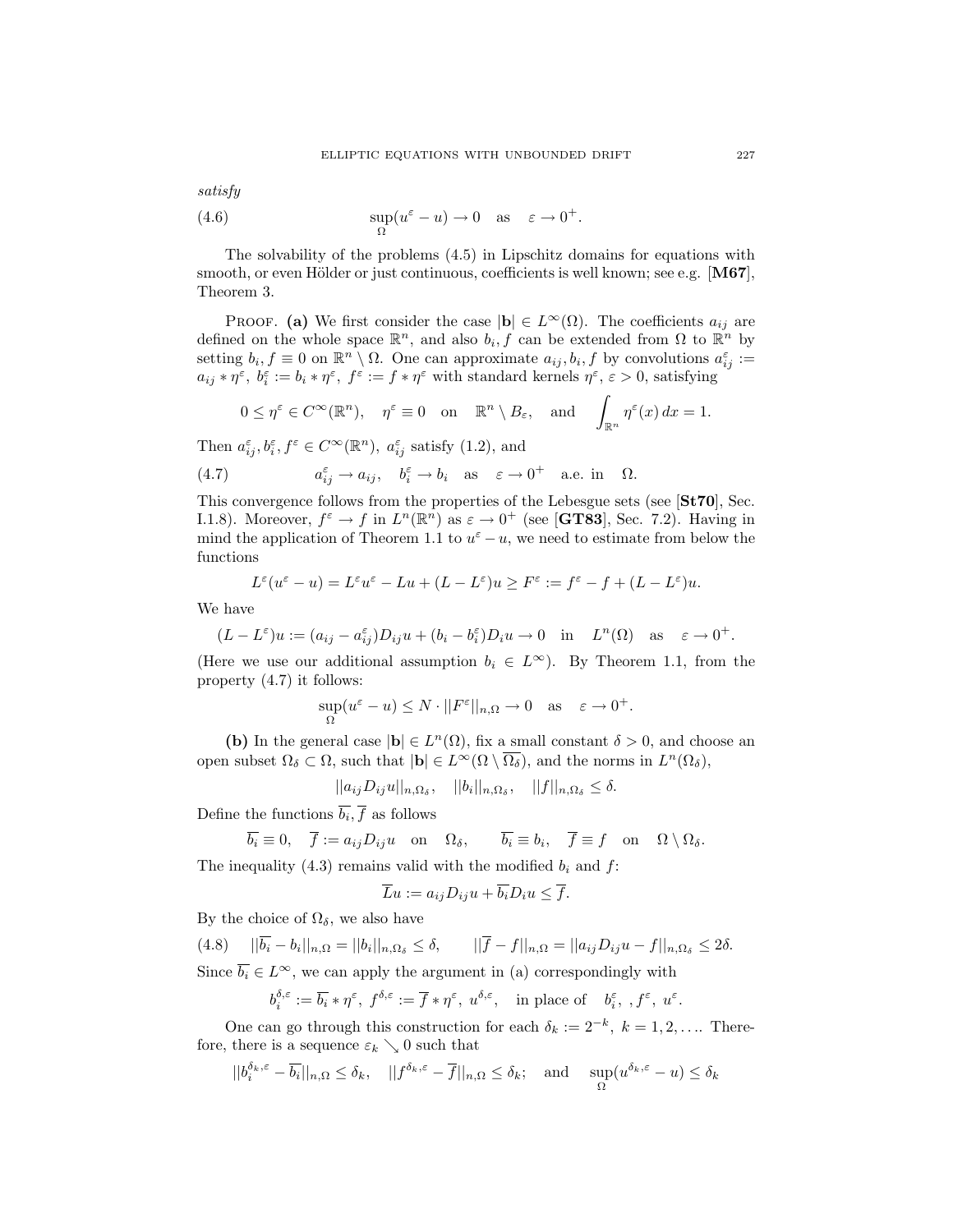*satisfy*

$$\sup_{\Omega}(u^{\varepsilon} - u) \to 0 \quad \text{as} \quad \varepsilon \to 0^+. \tag{4.6}$$

The solvability of the problems (4.5) in Lipschitz domains for equations with smooth, or even Hölder or just continuous, coefficients is well known; see e.g. [**M67**], Theorem 3.

Proof. **(a)** We first consider the case $|\mathbf{b}| \in L^{\infty}(\Omega)$. The coefficients $a_{ij}$ are defined on the whole space $\mathbb{R}^n$, and also $b_i, f$ can be extended from $\Omega$ to $\mathbb{R}^n$ by setting $b_i, f \equiv 0$ on $\mathbb{R}^n \setminus \Omega$. One can approximate $a_{ij}, b_i, f$ by convolutions $a_{ij}^{\varepsilon} := a_{ij} * \eta^{\varepsilon}$, $b_i^{\varepsilon} := b_i * \eta^{\varepsilon}$, $f^{\varepsilon} := f * \eta^{\varepsilon}$ with standard kernels $\eta^{\varepsilon}$, $\varepsilon > 0$, satisfying

$$0 \le \eta^{\varepsilon} \in C^{\infty}(\mathbb{R}^n), \quad \eta^{\varepsilon} \equiv 0 \quad \text{on} \quad \mathbb{R}^n \setminus B_{\varepsilon}, \quad \text{and} \quad \int_{\mathbb{R}^n} \eta^{\varepsilon}(x)\, dx = 1.$$

Then $a_{ij}^{\varepsilon}, b_i^{\varepsilon}, f^{\varepsilon} \in C^{\infty}(\mathbb{R}^n)$, $a_{ij}^{\varepsilon}$ satisfy (1.2), and

$$a_{ij}^{\varepsilon} \to a_{ij}, \quad b_i^{\varepsilon} \to b_i \quad \text{as} \quad \varepsilon \to 0^+ \quad \text{a.e. in} \quad \Omega. \tag{4.7}$$

This convergence follows from the properties of the Lebesgue sets (see [**St70**], Sec. I.1.8). Moreover, $f^{\varepsilon} \to f$ in $L^n(\mathbb{R}^n)$ as $\varepsilon \to 0^+$ (see [**GT83**], Sec. 7.2). Having in mind the application of Theorem 1.1 to $u^{\varepsilon} - u$, we need to estimate from below the functions

$$L^{\varepsilon}(u^{\varepsilon} - u) = L^{\varepsilon}u^{\varepsilon} - Lu + (L - L^{\varepsilon})u \ge F^{\varepsilon} := f^{\varepsilon} - f + (L - L^{\varepsilon})u.$$

We have

$$(L - L^{\varepsilon})u := (a_{ij} - a_{ij}^{\varepsilon})D_{ij}u + (b_i - b_i^{\varepsilon})D_i u \to 0 \quad \text{in} \quad L^n(\Omega) \quad \text{as} \quad \varepsilon \to 0^+.$$

(Here we use our additional assumption $b_i \in L^{\infty}$). By Theorem 1.1, from the property (4.7) it follows:

$$\sup_{\Omega}(u^{\varepsilon} - u) \le N \cdot ||F^{\varepsilon}||_{n,\Omega} \to 0 \quad \text{as} \quad \varepsilon \to 0^+.$$

**(b)** In the general case $|\mathbf{b}| \in L^n(\Omega)$, fix a small constant $\delta > 0$, and choose an open subset $\Omega_{\delta} \subset \Omega$, such that $|\mathbf{b}| \in L^{\infty}(\Omega \setminus \overline{\Omega_{\delta}})$, and the norms in $L^n(\Omega_{\delta})$,

$$||a_{ij}D_{ij}u||_{n,\Omega_{\delta}}, \quad ||b_i||_{n,\Omega_{\delta}}, \quad ||f||_{n,\Omega_{\delta}} \le \delta.$$

Define the functions $\overline{b_i}, \overline{f}$ as follows

$$\overline{b_i} \equiv 0, \quad \overline{f} := a_{ij}D_{ij}u \quad \text{on} \quad \Omega_{\delta}, \qquad \overline{b_i} \equiv b_i, \quad \overline{f} \equiv f \quad \text{on} \quad \Omega \setminus \Omega_{\delta}.$$

The inequality (4.3) remains valid with the modified $b_i$ and $f$:

$$\overline{L}u := a_{ij}D_{ij}u + \overline{b_i}D_i u \le \overline{f}.$$

By the choice of $\Omega_{\delta}$, we also have

$$||\overline{b_i} - b_i||_{n,\Omega} = ||b_i||_{n,\Omega_{\delta}} \le \delta, \qquad ||\overline{f} - f||_{n,\Omega} = ||a_{ij}D_{ij}u - f||_{n,\Omega_{\delta}} \le 2\delta. \tag{4.8}$$

Since $\overline{b_i} \in L^{\infty}$, we can apply the argument in (a) correspondingly with

$$b_i^{\delta,\varepsilon} := \overline{b_i} * \eta^{\varepsilon}, \ f^{\delta,\varepsilon} := \overline{f} * \eta^{\varepsilon}, \ u^{\delta,\varepsilon}, \quad \text{in place of} \quad b_i^{\varepsilon}, \ , f^{\varepsilon}, \ u^{\varepsilon}.$$

One can go through this construction for each $\delta_k := 2^{-k}$, $k = 1, 2, \ldots$. Therefore, there is a sequence $\varepsilon_k \searrow 0$ such that

$$||b_i^{\delta_k,\varepsilon} - \overline{b_i}||_{n,\Omega} \le \delta_k, \quad ||f^{\delta_k,\varepsilon} - \overline{f}||_{n,\Omega} \le \delta_k; \quad \text{and} \quad \sup_{\Omega}(u^{\delta_k,\varepsilon} - u) \le \delta_k$$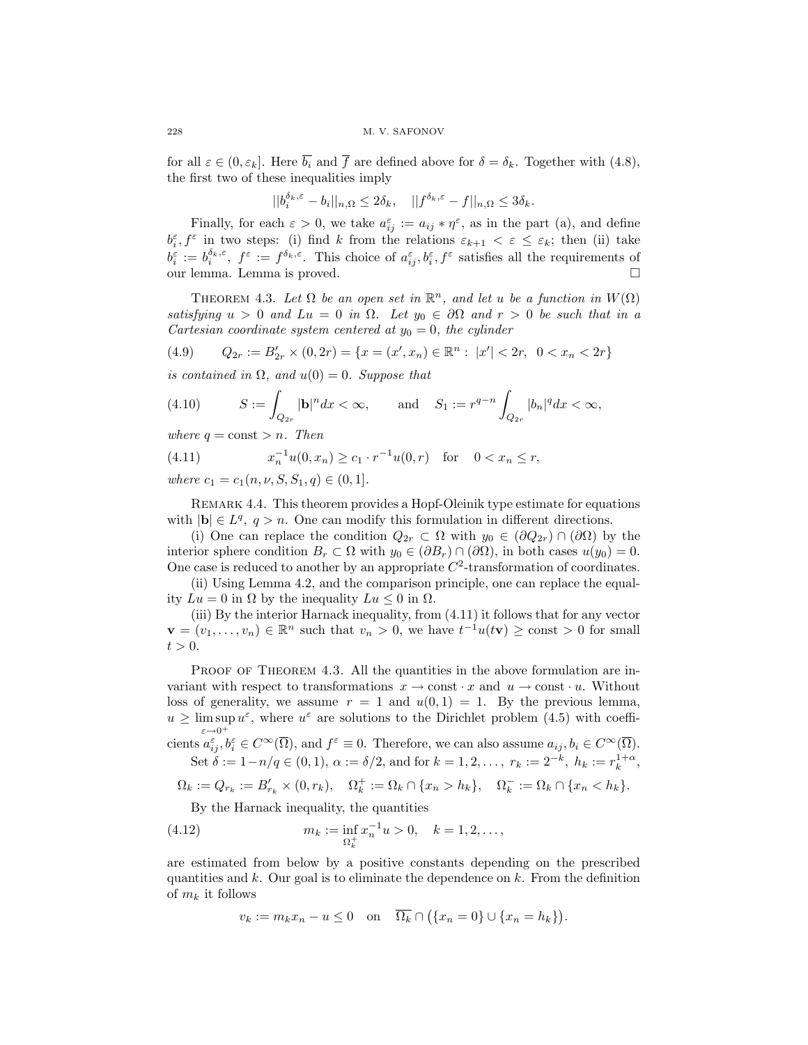for all $\varepsilon \in (0, \varepsilon_k]$. Here $\overline{b_i}$ and $\overline{f}$ are defined above for $\delta = \delta_k$. Together with (4.8), the first two of these inequalities imply

$$||b_i^{\delta_k,\varepsilon} - b_i||_{n,\Omega} \le 2\delta_k, \quad ||f^{\delta_k,\varepsilon} - f||_{n,\Omega} \le 3\delta_k.$$

Finally, for each $\varepsilon > 0$, we take $a_{ij}^\varepsilon := a_{ij} * \eta^\varepsilon$, as in the part (a), and define $b_i^\varepsilon, f^\varepsilon$ in two steps: (i) find $k$ from the relations $\varepsilon_{k+1} < \varepsilon \le \varepsilon_k$; then (ii) take $b_i^\varepsilon := b_i^{\delta_k,\varepsilon}$, $f^\varepsilon := f^{\delta_k,\varepsilon}$. This choice of $a_{ij}^\varepsilon, b_i^\varepsilon, f^\varepsilon$ satisfies all the requirements of our lemma. Lemma is proved. □

Theorem 4.3. *Let $\Omega$ be an open set in $\mathbb{R}^n$, and let $u$ be a function in $W(\Omega)$ satisfying $u > 0$ and $Lu = 0$ in $\Omega$. Let $y_0 \in \partial\Omega$ and $r > 0$ be such that in a Cartesian coordinate system centered at $y_0 = 0$, the cylinder*

$$Q_{2r} := B'_{2r} \times (0, 2r) = \{x = (x', x_n) \in \mathbb{R}^n : \ |x'| < 2r, \ \ 0 < x_n < 2r\} \tag{4.9}$$

*is contained in $\Omega$, and $u(0) = 0$. Suppose that*

$$S := \int_{Q_{2r}} |\mathbf{b}|^n dx < \infty, \qquad \text{and} \quad S_1 := r^{q-n} \int_{Q_{2r}} |b_n|^q dx < \infty, \tag{4.10}$$

*where $q = \text{const} > n$. Then*

$$x_n^{-1} u(0, x_n) \ge c_1 \cdot r^{-1} u(0, r) \quad \text{for} \quad 0 < x_n \le r, \tag{4.11}$$

*where $c_1 = c_1(n, \nu, S, S_1, q) \in (0, 1]$.*

Remark 4.4. This theorem provides a Hopf-Oleinik type estimate for equations with $|\mathbf{b}| \in L^q$, $q > n$. One can modify this formulation in different directions.

(i) One can replace the condition $Q_{2r} \subset \Omega$ with $y_0 \in (\partial Q_{2r}) \cap (\partial\Omega)$ by the interior sphere condition $B_r \subset \Omega$ with $y_0 \in (\partial B_r) \cap (\partial\Omega)$, in both cases $u(y_0) = 0$. One case is reduced to another by an appropriate $C^2$-transformation of coordinates.

(ii) Using Lemma 4.2, and the comparison principle, one can replace the equality $Lu = 0$ in $\Omega$ by the inequality $Lu \le 0$ in $\Omega$.

(iii) By the interior Harnack inequality, from (4.11) it follows that for any vector $\mathbf{v} = (v_1, \dots, v_n) \in \mathbb{R}^n$ such that $v_n > 0$, we have $t^{-1} u(t\mathbf{v}) \ge \text{const} > 0$ for small $t > 0$.

Proof of Theorem 4.3. All the quantities in the above formulation are invariant with respect to transformations $x \to \text{const} \cdot x$ and $u \to \text{const} \cdot u$. Without loss of generality, we assume $r = 1$ and $u(0, 1) = 1$. By the previous lemma, $u \ge \limsup_{\varepsilon \to 0^+} u^\varepsilon$, where $u^\varepsilon$ are solutions to the Dirichlet problem (4.5) with coefficients $a_{ij}^\varepsilon, b_i^\varepsilon \in C^\infty(\overline{\Omega})$, and $f^\varepsilon \equiv 0$. Therefore, we can also assume $a_{ij}, b_i \in C^\infty(\overline{\Omega})$.

Set $\delta := 1 - n/q \in (0, 1)$, $\alpha := \delta/2$, and for $k = 1, 2, \dots$, $r_k := 2^{-k}$, $h_k := r_k^{1+\alpha}$,

$$\Omega_k := Q_{r_k} := B'_{r_k} \times (0, r_k), \quad \Omega_k^+ := \Omega_k \cap \{x_n > h_k\}, \quad \Omega_k^- := \Omega_k \cap \{x_n < h_k\}.$$

By the Harnack inequality, the quantities

$$m_k := \inf_{\Omega_k^+} x_n^{-1} u > 0, \quad k = 1, 2, \dots, \tag{4.12}$$

are estimated from below by a positive constants depending on the prescribed quantities and $k$. Our goal is to eliminate the dependence on $k$. From the definition of $m_k$ it follows

$$v_k := m_k x_n - u \le 0 \quad \text{on} \quad \overline{\Omega_k} \cap \big(\{x_n = 0\} \cup \{x_n = h_k\}\big).$$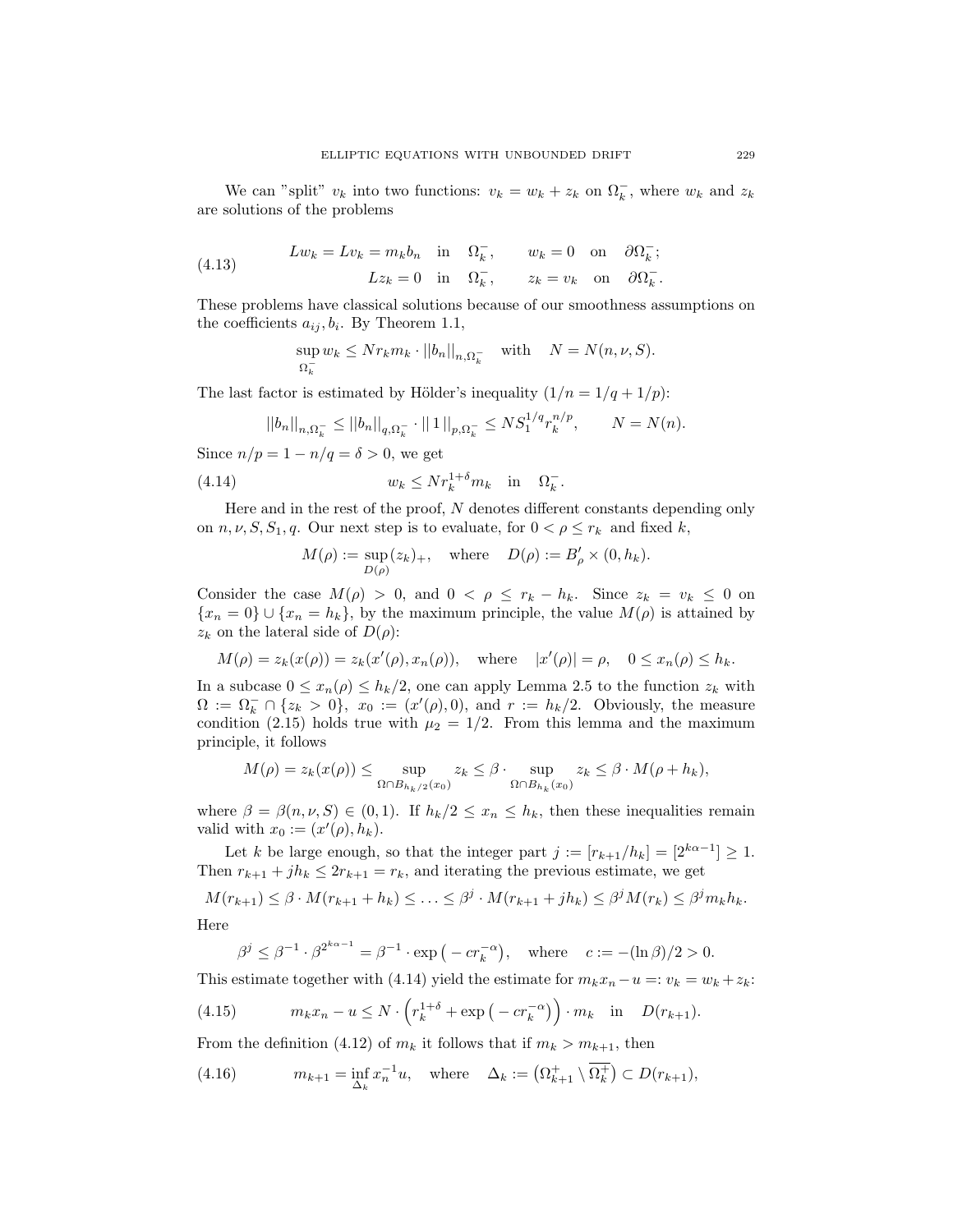We can "split" $v_k$ into two functions: $v_k = w_k + z_k$ on $\Omega_k^-$, where $w_k$ and $z_k$ are solutions of the problems

$$
\begin{aligned}
&Lw_k = Lv_k = m_k b_n \quad \text{in} \quad \Omega_k^-, \qquad w_k = 0 \quad \text{on} \quad \partial\Omega_k^-;\\
&Lz_k = 0 \quad \text{in} \quad \Omega_k^-, \qquad z_k = v_k \quad \text{on} \quad \partial\Omega_k^-.
\end{aligned}
\tag{4.13}
$$

These problems have classical solutions because of our smoothness assumptions on the coefficients $a_{ij}, b_i$. By Theorem 1.1,

$$
\sup_{\Omega_k^-} w_k \le N r_k m_k \cdot ||b_n||_{n,\Omega_k^-} \quad \text{with} \quad N = N(n,\nu,S).
$$

The last factor is estimated by Hölder's inequality ($1/n = 1/q + 1/p$):

$$
||b_n||_{n,\Omega_k^-} \le ||b_n||_{q,\Omega_k^-} \cdot ||\,1\,||_{p,\Omega_k^-} \le N S_1^{1/q} r_k^{n/p}, \qquad N = N(n).
$$

Since $n/p = 1 - n/q = \delta > 0$, we get

$$
w_k \le N r_k^{1+\delta} m_k \quad \text{in} \quad \Omega_k^-. \tag{4.14}
$$

Here and in the rest of the proof, $N$ denotes different constants depending only on $n, \nu, S, S_1, q$. Our next step is to evaluate, for $0 < \rho \le r_k$ and fixed $k$,

$$
M(\rho) := \sup_{D(\rho)} (z_k)_+, \quad \text{where} \quad D(\rho) := B'_\rho \times (0, h_k).
$$

Consider the case $M(\rho) > 0$, and $0 < \rho \le r_k - h_k$. Since $z_k = v_k \le 0$ on $\{x_n = 0\} \cup \{x_n = h_k\}$, by the maximum principle, the value $M(\rho)$ is attained by $z_k$ on the lateral side of $D(\rho)$:

$$
M(\rho) = z_k(x(\rho)) = z_k(x'(\rho), x_n(\rho)), \quad \text{where} \quad |x'(\rho)| = \rho, \quad 0 \le x_n(\rho) \le h_k.
$$

In a subcase $0 \le x_n(\rho) \le h_k/2$, one can apply Lemma 2.5 to the function $z_k$ with $\Omega := \Omega_k^- \cap \{z_k > 0\}$, $x_0 := (x'(\rho), 0)$, and $r := h_k/2$. Obviously, the measure condition (2.15) holds true with $\mu_2 = 1/2$. From this lemma and the maximum principle, it follows

$$
M(\rho) = z_k(x(\rho)) \le \sup_{\Omega \cap B_{h_k/2}(x_0)} z_k \le \beta \cdot \sup_{\Omega \cap B_{h_k}(x_0)} z_k \le \beta \cdot M(\rho + h_k),
$$

where $\beta = \beta(n, \nu, S) \in (0,1)$. If $h_k/2 \le x_n \le h_k$, then these inequalities remain valid with $x_0 := (x'(\rho), h_k)$.

Let $k$ be large enough, so that the integer part $j := [r_{k+1}/h_k] = [2^{k\alpha - 1}] \ge 1$. Then $r_{k+1} + j h_k \le 2 r_{k+1} = r_k$, and iterating the previous estimate, we get

$$
M(r_{k+1}) \le \beta \cdot M(r_{k+1} + h_k) \le \ldots \le \beta^j \cdot M(r_{k+1} + j h_k) \le \beta^j M(r_k) \le \beta^j m_k h_k.
$$

Here

$$
\beta^j \le \beta^{-1} \cdot \beta^{2^{k\alpha - 1}} = \beta^{-1} \cdot \exp\big(-c r_k^{-\alpha}\big), \quad \text{where} \quad c := -(\ln \beta)/2 > 0.
$$

This estimate together with (4.14) yield the estimate for $m_k x_n - u =: v_k = w_k + z_k$:

$$
m_k x_n - u \le N \cdot \Big( r_k^{1+\delta} + \exp\big(-c r_k^{-\alpha}\big) \Big) \cdot m_k \quad \text{in} \quad D(r_{k+1}). \tag{4.15}
$$

From the definition (4.12) of $m_k$ it follows that if $m_k > m_{k+1}$, then

$$
m_{k+1} = \inf_{\Delta_k} x_n^{-1} u, \quad \text{where} \quad \Delta_k := \big(\Omega_{k+1}^+ \setminus \overline{\Omega_k^+}\big) \subset D(r_{k+1}), \tag{4.16}
$$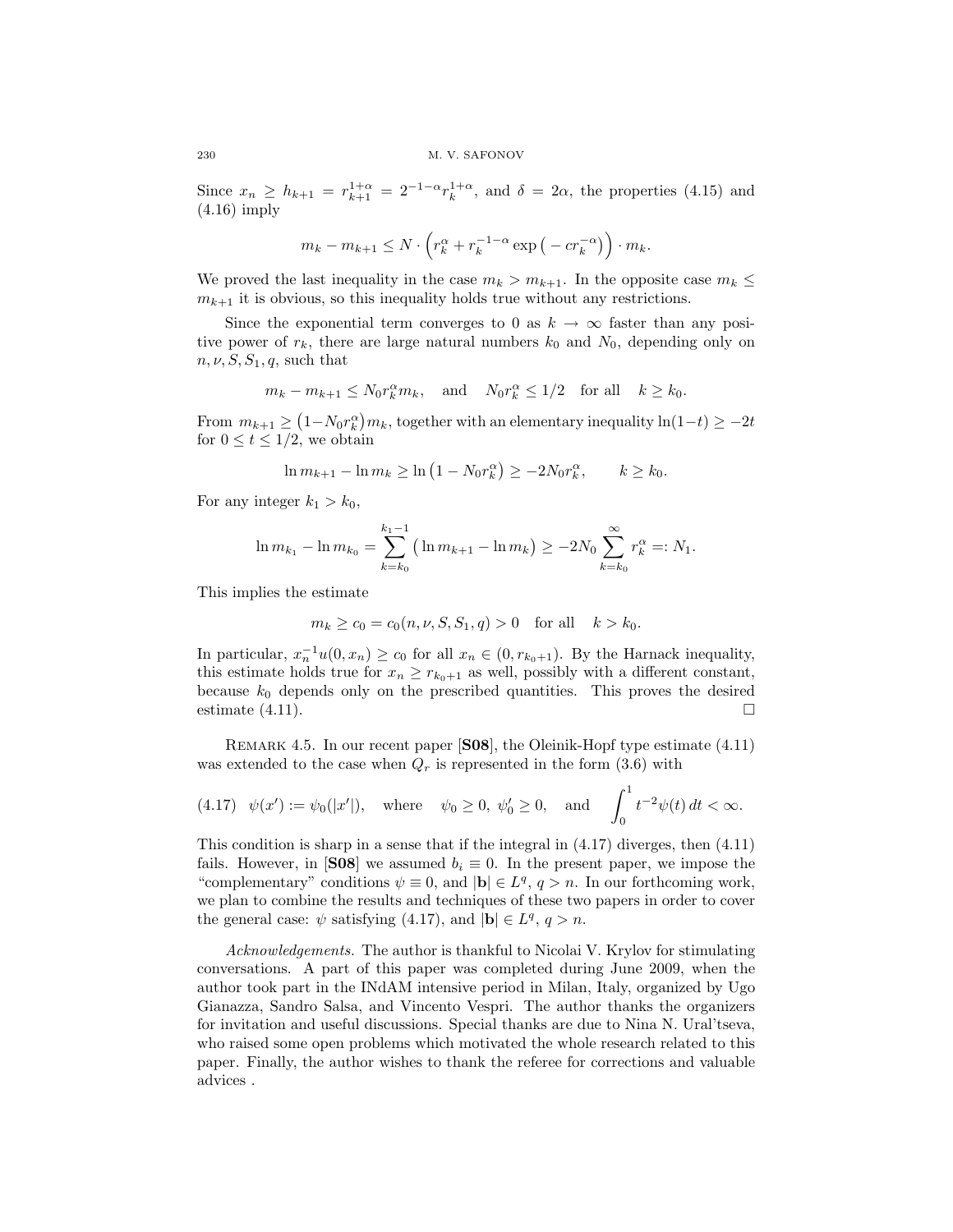Since $x_n \geq h_{k+1} = r_{k+1}^{1+\alpha} = 2^{-1-\alpha} r_k^{1+\alpha}$, and $\delta = 2\alpha$, the properties (4.15) and (4.16) imply

$$m_k - m_{k+1} \leq N \cdot \left( r_k^\alpha + r_k^{-1-\alpha} \exp\left( -cr_k^{-\alpha} \right) \right) \cdot m_k.$$

We proved the last inequality in the case $m_k > m_{k+1}$. In the opposite case $m_k \leq m_{k+1}$ it is obvious, so this inequality holds true without any restrictions.

Since the exponential term converges to 0 as $k \to \infty$ faster than any positive power of $r_k$, there are large natural numbers $k_0$ and $N_0$, depending only on $n, \nu, S, S_1, q$, such that

$$m_k - m_{k+1} \leq N_0 r_k^\alpha m_k, \quad \text{and} \quad N_0 r_k^\alpha \leq 1/2 \quad \text{for all} \quad k \geq k_0.$$

From $m_{k+1} \geq \left(1 - N_0 r_k^\alpha\right) m_k$, together with an elementary inequality $\ln(1-t) \geq -2t$ for $0 \leq t \leq 1/2$, we obtain

$$\ln m_{k+1} - \ln m_k \geq \ln\left(1 - N_0 r_k^\alpha\right) \geq -2N_0 r_k^\alpha, \qquad k \geq k_0.$$

For any integer $k_1 > k_0$,

$$\ln m_{k_1} - \ln m_{k_0} = \sum_{k=k_0}^{k_1 - 1} \left( \ln m_{k+1} - \ln m_k \right) \geq -2N_0 \sum_{k=k_0}^{\infty} r_k^\alpha =: N_1.$$

This implies the estimate

$$m_k \geq c_0 = c_0(n, \nu, S, S_1, q) > 0 \quad \text{for all} \quad k > k_0.$$

In particular, $x_n^{-1} u(0, x_n) \geq c_0$ for all $x_n \in (0, r_{k_0+1})$. By the Harnack inequality, this estimate holds true for $x_n \geq r_{k_0+1}$ as well, possibly with a different constant, because $k_0$ depends only on the prescribed quantities. This proves the desired estimate (4.11). $\square$

Remark 4.5. In our recent paper [**S08**], the Oleinik-Hopf type estimate (4.11) was extended to the case when $Q_r$ is represented in the form (3.6) with

$$\psi(x') := \psi_0(|x'|), \quad \text{where} \quad \psi_0 \geq 0, \ \psi_0' \geq 0, \quad \text{and} \quad \int_0^1 t^{-2} \psi(t)\, dt < \infty. \tag{4.17}$$

This condition is sharp in a sense that if the integral in (4.17) diverges, then (4.11) fails. However, in [**S08**] we assumed $b_i \equiv 0$. In the present paper, we impose the "complementary" conditions $\psi \equiv 0$, and $|\mathbf{b}| \in L^q$, $q > n$. In our forthcoming work, we plan to combine the results and techniques of these two papers in order to cover the general case: $\psi$ satisfying (4.17), and $|\mathbf{b}| \in L^q$, $q > n$.

*Acknowledgements.* The author is thankful to Nicolai V. Krylov for stimulating conversations. A part of this paper was completed during June 2009, when the author took part in the INdAM intensive period in Milan, Italy, organized by Ugo Gianazza, Sandro Salsa, and Vincento Vespri. The author thanks the organizers for invitation and useful discussions. Special thanks are due to Nina N. Ural'tseva, who raised some open problems which motivated the whole research related to this paper. Finally, the author wishes to thank the referee for corrections and valuable advices .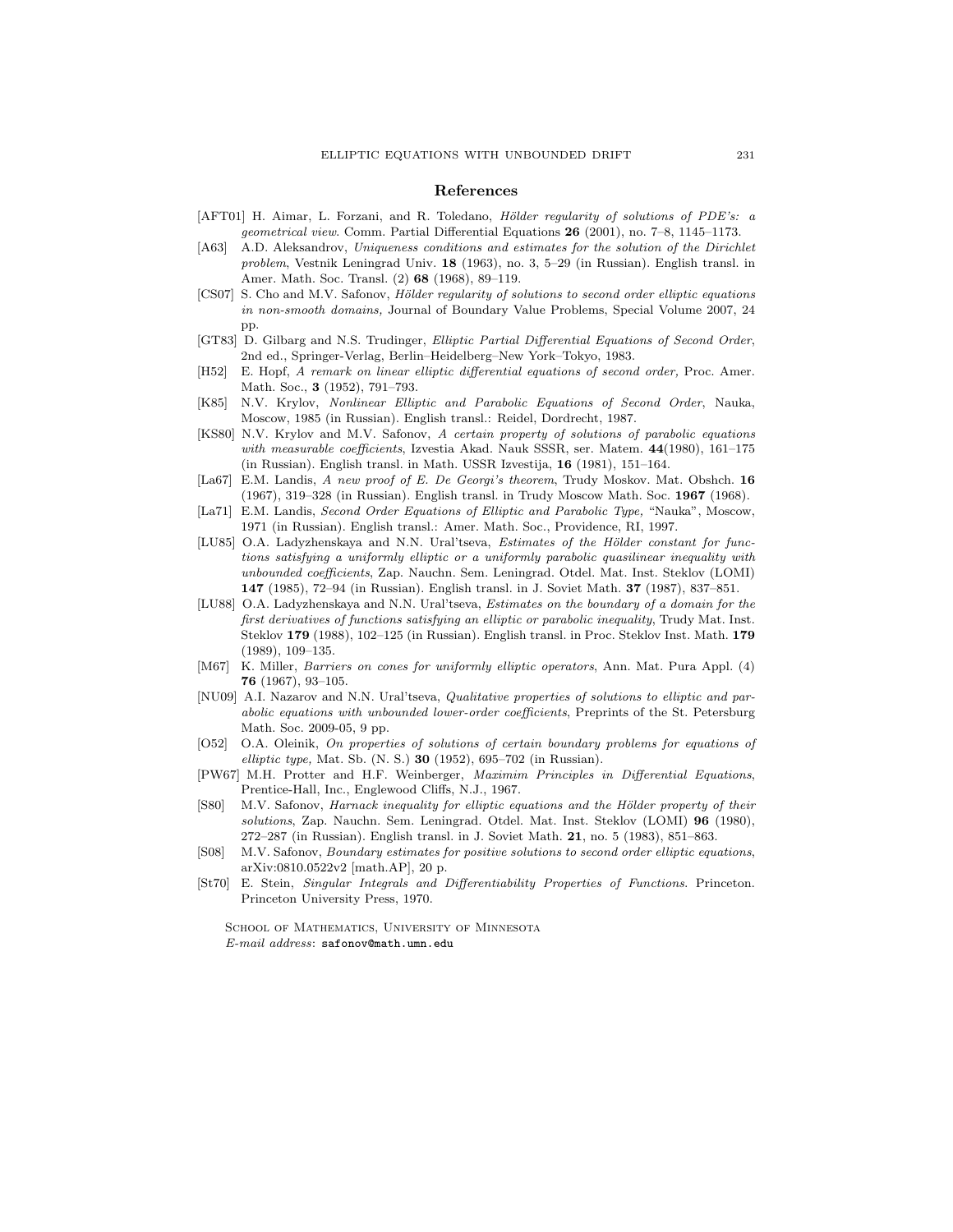## References

[AFT01] H. Aimar, L. Forzani, and R. Toledano, *Hölder regularity of solutions of PDE's: a geometrical view*. Comm. Partial Differential Equations **26** (2001), no. 7–8, 1145–1173.

[A63] A.D. Aleksandrov, *Uniqueness conditions and estimates for the solution of the Dirichlet problem*, Vestnik Leningrad Univ. **18** (1963), no. 3, 5–29 (in Russian). English transl. in Amer. Math. Soc. Transl. (2) **68** (1968), 89–119.

[CS07] S. Cho and M.V. Safonov, *Hölder regularity of solutions to second order elliptic equations in non-smooth domains,* Journal of Boundary Value Problems, Special Volume 2007, 24 pp.

[GT83] D. Gilbarg and N.S. Trudinger, *Elliptic Partial Differential Equations of Second Order*, 2nd ed., Springer-Verlag, Berlin–Heidelberg–New York–Tokyo, 1983.

[H52] E. Hopf, *A remark on linear elliptic differential equations of second order,* Proc. Amer. Math. Soc., **3** (1952), 791–793.

[K85] N.V. Krylov, *Nonlinear Elliptic and Parabolic Equations of Second Order*, Nauka, Moscow, 1985 (in Russian). English transl.: Reidel, Dordrecht, 1987.

[KS80] N.V. Krylov and M.V. Safonov, *A certain property of solutions of parabolic equations with measurable coefficients*, Izvestia Akad. Nauk SSSR, ser. Matem. **44**(1980), 161–175 (in Russian). English transl. in Math. USSR Izvestija, **16** (1981), 151–164.

[La67] E.M. Landis, *A new proof of E. De Georgi's theorem*, Trudy Moskov. Mat. Obshch. **16** (1967), 319–328 (in Russian). English transl. in Trudy Moscow Math. Soc. **1967** (1968).

[La71] E.M. Landis, *Second Order Equations of Elliptic and Parabolic Type,* "Nauka", Moscow, 1971 (in Russian). English transl.: Amer. Math. Soc., Providence, RI, 1997.

[LU85] O.A. Ladyzhenskaya and N.N. Ural'tseva, *Estimates of the Hölder constant for functions satisfying a uniformly elliptic or a uniformly parabolic quasilinear inequality with unbounded coefficients*, Zap. Nauchn. Sem. Leningrad. Otdel. Mat. Inst. Steklov (LOMI) **147** (1985), 72–94 (in Russian). English transl. in J. Soviet Math. **37** (1987), 837–851.

[LU88] O.A. Ladyzhenskaya and N.N. Ural'tseva, *Estimates on the boundary of a domain for the first derivatives of functions satisfying an elliptic or parabolic inequality*, Trudy Mat. Inst. Steklov **179** (1988), 102–125 (in Russian). English transl. in Proc. Steklov Inst. Math. **179** (1989), 109–135.

[M67] K. Miller, *Barriers on cones for uniformly elliptic operators*, Ann. Mat. Pura Appl. (4) **76** (1967), 93–105.

[NU09] A.I. Nazarov and N.N. Ural'tseva, *Qualitative properties of solutions to elliptic and parabolic equations with unbounded lower-order coefficients*, Preprints of the St. Petersburg Math. Soc. 2009-05, 9 pp.

[O52] O.A. Oleinik, *On properties of solutions of certain boundary problems for equations of elliptic type,* Mat. Sb. (N. S.) **30** (1952), 695–702 (in Russian).

[PW67] M.H. Protter and H.F. Weinberger, *Maximim Principles in Differential Equations*, Prentice-Hall, Inc., Englewood Cliffs, N.J., 1967.

[S80] M.V. Safonov, *Harnack inequality for elliptic equations and the Hölder property of their solutions*, Zap. Nauchn. Sem. Leningrad. Otdel. Mat. Inst. Steklov (LOMI) **96** (1980), 272–287 (in Russian). English transl. in J. Soviet Math. **21**, no. 5 (1983), 851–863.

[S08] M.V. Safonov, *Boundary estimates for positive solutions to second order elliptic equations*, arXiv:0810.0522v2 [math.AP], 20 p.

[St70] E. Stein, *Singular Integrals and Differentiability Properties of Functions*. Princeton. Princeton University Press, 1970.

School of Mathematics, University of Minnesota
*E-mail address*: safonov@math.umn.edu